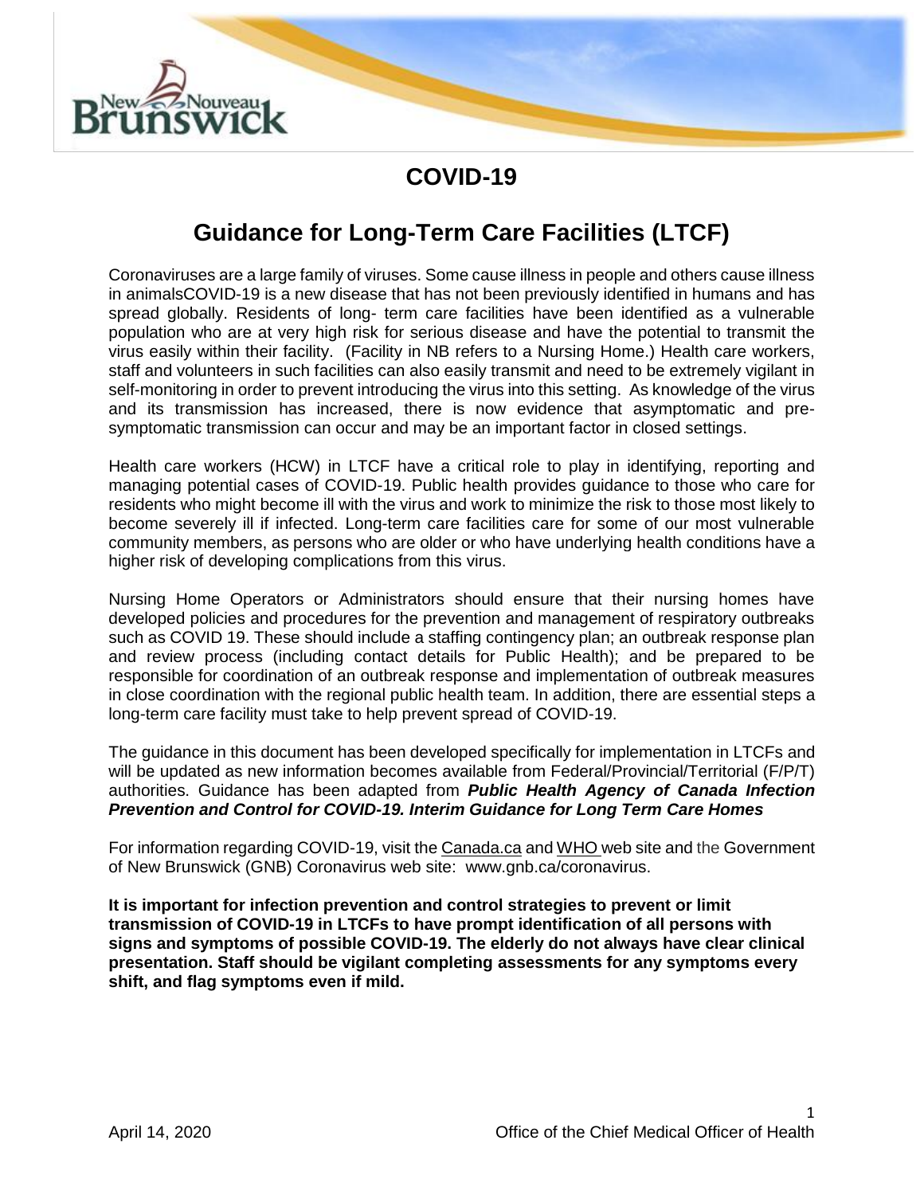# COVID-19

## Guidance for Long-Term Care Facilities (LTCF)

Coronaviruses are a large family of viruses. Some cause illness in people and others cause illness in animalsCOVID-19 is a new disease that has not been previously identified in humans and has spread globally. Residents of long- term care facilities have been identified as a vulnerable population who are at very high risk for serious disease and have the potential to transmit the virus easily within their facility. (Facility in NB refers to a Nursing Home.) Health care workers, staff and volunteers in such facilities can also easily transmit and need to be extremely vigilant in self-monitoring in order to prevent introducing the virus into this setting. As knowledge of the virus and its transmission has increased, there is now evidence that asymptomatic and pre-symptomatic transmission can occur and may be an important factor in closed settings.

Health care workers (HCW) in LTCF have a critical role to play in identifying, reporting and managing potential cases of COVID-19. Public health provides guidance to those who care for residents who might become ill with the virus and work to minimize the risk to those most likely to become severely ill if infected. Long-term care facilities care for some of our most vulnerable community members, as persons who are older or who have underlying health conditions have a higher risk of developing complications from this virus.

Nursing Home Operators or Administrators should ensure that their nursing homes have developed policies and procedures for the prevention and management of respiratory outbreaks such as COVID 19. These should include a staffing contingency plan; an outbreak response plan and review process (including contact details for Public Health); and be prepared to be responsible for coordination of an outbreak response and implementation of outbreak measures in close coordination with the regional public health team. In addition, there are essential steps a long-term care facility must take to help prevent spread of COVID-19.

The guidance in this document has been developed specifically for implementation in LTCFs and will be updated as new information becomes available from Federal/Provincial/Territorial (F/P/T) authorities. Guidance has been adapted from ***Public Health Agency of Canada Infection Prevention and Control for COVID-19. Interim Guidance for Long Term Care Homes***

For information regarding COVID-19, visit the Canada.ca and WHO web site and the Government of New Brunswick (GNB) Coronavirus web site: www.gnb.ca/coronavirus.

**It is important for infection prevention and control strategies to prevent or limit transmission of COVID-19 in LTCFs to have prompt identification of all persons with signs and symptoms of possible COVID-19. The elderly do not always have clear clinical presentation. Staff should be vigilant completing assessments for any symptoms every shift, and flag symptoms even if mild.**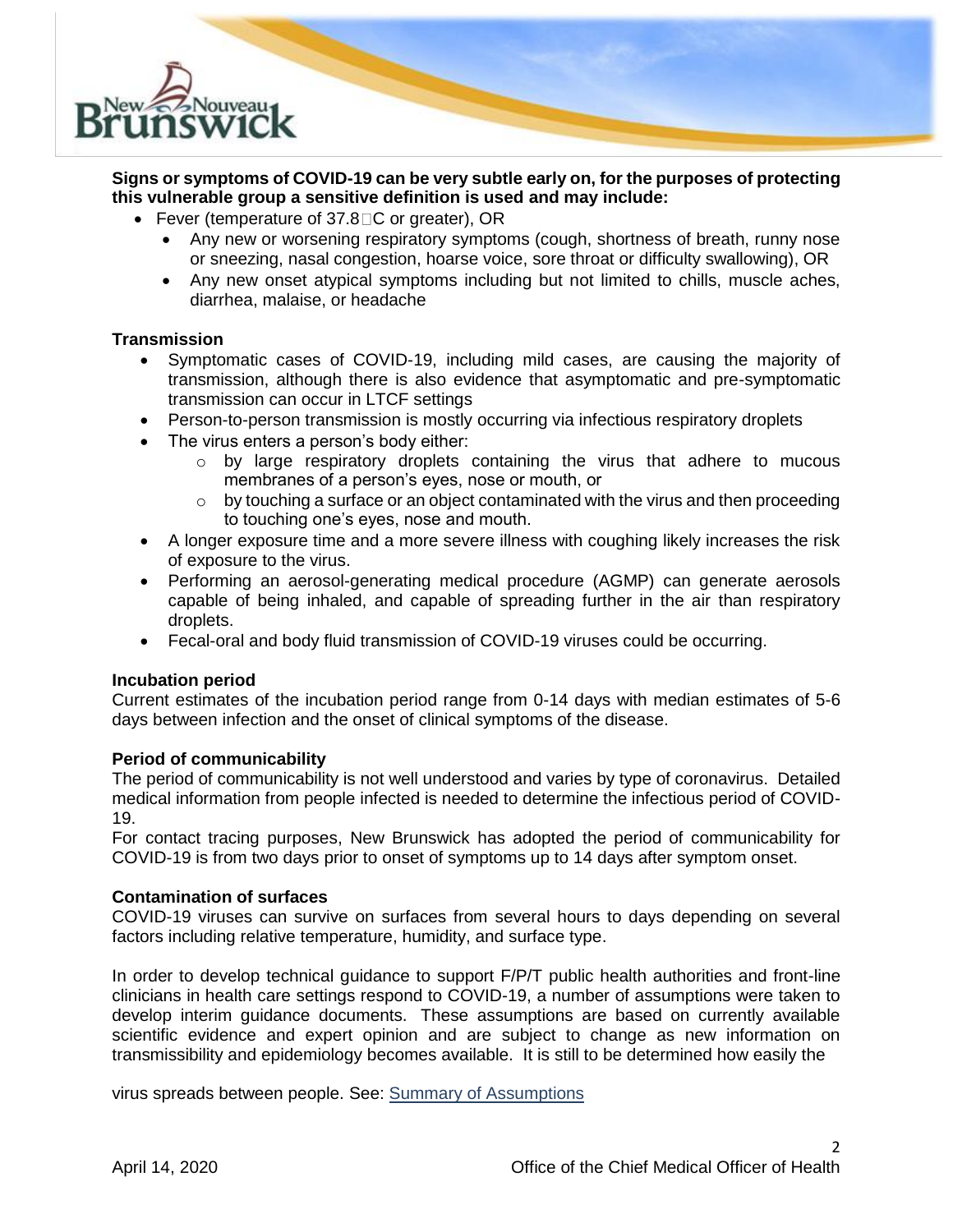**Signs or symptoms of COVID-19 can be very subtle early on, for the purposes of protecting this vulnerable group a sensitive definition is used and may include:**

- Fever (temperature of 37.8°C or greater), OR
  - Any new or worsening respiratory symptoms (cough, shortness of breath, runny nose or sneezing, nasal congestion, hoarse voice, sore throat or difficulty swallowing), OR
  - Any new onset atypical symptoms including but not limited to chills, muscle aches, diarrhea, malaise, or headache

**Transmission**

- Symptomatic cases of COVID-19, including mild cases, are causing the majority of transmission, although there is also evidence that asymptomatic and pre-symptomatic transmission can occur in LTCF settings
- Person-to-person transmission is mostly occurring via infectious respiratory droplets
- The virus enters a person's body either:
  - by large respiratory droplets containing the virus that adhere to mucous membranes of a person's eyes, nose or mouth, or
  - by touching a surface or an object contaminated with the virus and then proceeding to touching one's eyes, nose and mouth.
- A longer exposure time and a more severe illness with coughing likely increases the risk of exposure to the virus.
- Performing an aerosol-generating medical procedure (AGMP) can generate aerosols capable of being inhaled, and capable of spreading further in the air than respiratory droplets.
- Fecal-oral and body fluid transmission of COVID-19 viruses could be occurring.

**Incubation period**

Current estimates of the incubation period range from 0-14 days with median estimates of 5-6 days between infection and the onset of clinical symptoms of the disease.

**Period of communicability**

The period of communicability is not well understood and varies by type of coronavirus. Detailed medical information from people infected is needed to determine the infectious period of COVID-19.

For contact tracing purposes, New Brunswick has adopted the period of communicability for COVID-19 is from two days prior to onset of symptoms up to 14 days after symptom onset.

**Contamination of surfaces**

COVID-19 viruses can survive on surfaces from several hours to days depending on several factors including relative temperature, humidity, and surface type.

In order to develop technical guidance to support F/P/T public health authorities and front-line clinicians in health care settings respond to COVID-19, a number of assumptions were taken to develop interim guidance documents. These assumptions are based on currently available scientific evidence and expert opinion and are subject to change as new information on transmissibility and epidemiology becomes available. It is still to be determined how easily the virus spreads between people. See: Summary of Assumptions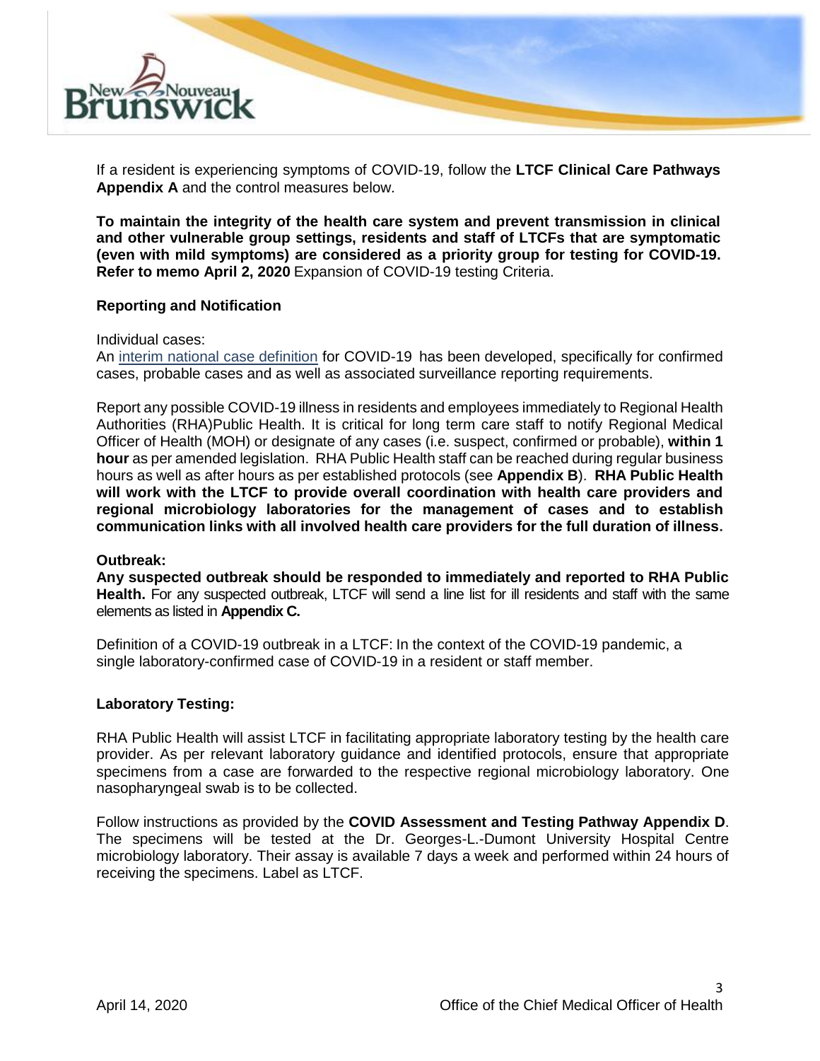If a resident is experiencing symptoms of COVID-19, follow the **LTCF Clinical Care Pathways Appendix A** and the control measures below.

**To maintain the integrity of the health care system and prevent transmission in clinical and other vulnerable group settings, residents and staff of LTCFs that are symptomatic (even with mild symptoms) are considered as a priority group for testing for COVID-19. Refer to memo April 2, 2020** Expansion of COVID-19 testing Criteria.

### Reporting and Notification

Individual cases:
An interim national case definition for COVID-19 has been developed, specifically for confirmed cases, probable cases and as well as associated surveillance reporting requirements.

Report any possible COVID-19 illness in residents and employees immediately to Regional Health Authorities (RHA)Public Health. It is critical for long term care staff to notify Regional Medical Officer of Health (MOH) or designate of any cases (i.e. suspect, confirmed or probable), **within 1 hour** as per amended legislation. RHA Public Health staff can be reached during regular business hours as well as after hours as per established protocols (see **Appendix B**). **RHA Public Health will work with the LTCF to provide overall coordination with health care providers and regional microbiology laboratories for the management of cases and to establish communication links with all involved health care providers for the full duration of illness.**

### Outbreak:

**Any suspected outbreak should be responded to immediately and reported to RHA Public Health.** For any suspected outbreak, LTCF will send a line list for ill residents and staff with the same elements as listed in **Appendix C.**

Definition of a COVID-19 outbreak in a LTCF: In the context of the COVID-19 pandemic, a single laboratory-confirmed case of COVID-19 in a resident or staff member.

### Laboratory Testing:

RHA Public Health will assist LTCF in facilitating appropriate laboratory testing by the health care provider. As per relevant laboratory guidance and identified protocols, ensure that appropriate specimens from a case are forwarded to the respective regional microbiology laboratory. One nasopharyngeal swab is to be collected.

Follow instructions as provided by the **COVID Assessment and Testing Pathway Appendix D**. The specimens will be tested at the Dr. Georges-L.-Dumont University Hospital Centre microbiology laboratory. Their assay is available 7 days a week and performed within 24 hours of receiving the specimens. Label as LTCF.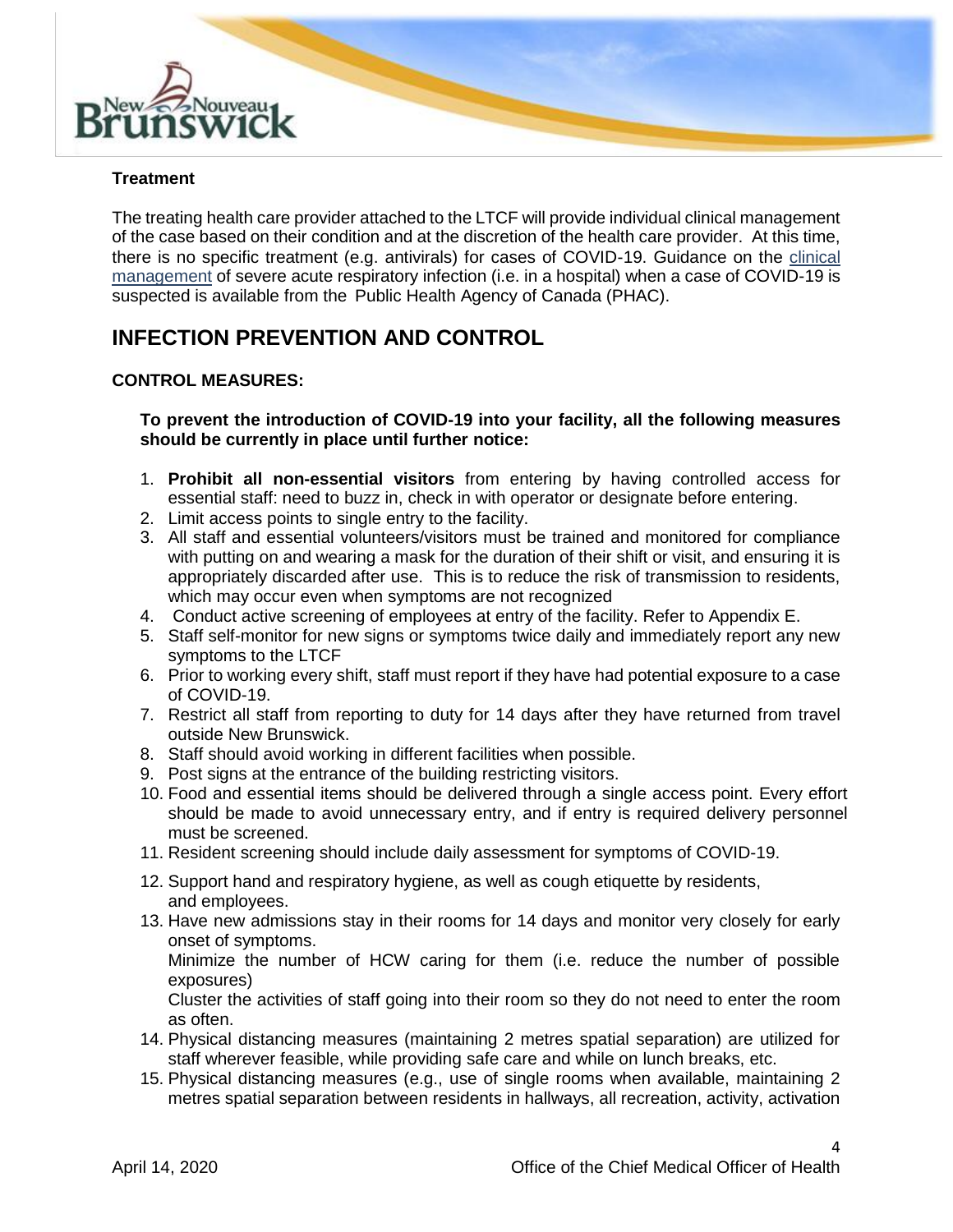**Treatment**

The treating health care provider attached to the LTCF will provide individual clinical management of the case based on their condition and at the discretion of the health care provider. At this time, there is no specific treatment (e.g. antivirals) for cases of COVID-19. Guidance on the clinical management of severe acute respiratory infection (i.e. in a hospital) when a case of COVID-19 is suspected is available from the Public Health Agency of Canada (PHAC).

## INFECTION PREVENTION AND CONTROL

**CONTROL MEASURES:**

**To prevent the introduction of COVID-19 into your facility, all the following measures should be currently in place until further notice:**

1. **Prohibit all non-essential visitors** from entering by having controlled access for essential staff: need to buzz in, check in with operator or designate before entering.
2. Limit access points to single entry to the facility.
3. All staff and essential volunteers/visitors must be trained and monitored for compliance with putting on and wearing a mask for the duration of their shift or visit, and ensuring it is appropriately discarded after use. This is to reduce the risk of transmission to residents, which may occur even when symptoms are not recognized
4. Conduct active screening of employees at entry of the facility. Refer to Appendix E.
5. Staff self-monitor for new signs or symptoms twice daily and immediately report any new symptoms to the LTCF
6. Prior to working every shift, staff must report if they have had potential exposure to a case of COVID-19.
7. Restrict all staff from reporting to duty for 14 days after they have returned from travel outside New Brunswick.
8. Staff should avoid working in different facilities when possible.
9. Post signs at the entrance of the building restricting visitors.
10. Food and essential items should be delivered through a single access point. Every effort should be made to avoid unnecessary entry, and if entry is required delivery personnel must be screened.
11. Resident screening should include daily assessment for symptoms of COVID-19.
12. Support hand and respiratory hygiene, as well as cough etiquette by residents, and employees.
13. Have new admissions stay in their rooms for 14 days and monitor very closely for early onset of symptoms.
    Minimize the number of HCW caring for them (i.e. reduce the number of possible exposures)
    Cluster the activities of staff going into their room so they do not need to enter the room as often.
14. Physical distancing measures (maintaining 2 metres spatial separation) are utilized for staff wherever feasible, while providing safe care and while on lunch breaks, etc.
15. Physical distancing measures (e.g., use of single rooms when available, maintaining 2 metres spatial separation between residents in hallways, all recreation, activity, activation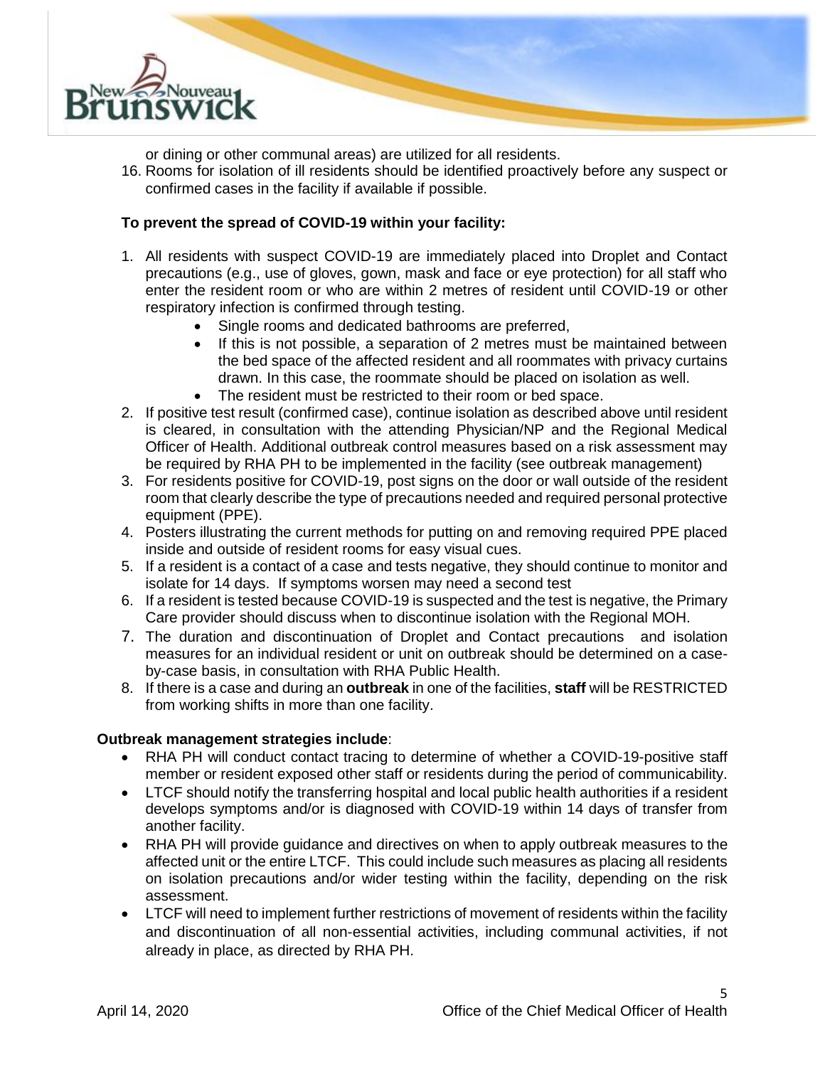or dining or other communal areas) are utilized for all residents.

16. Rooms for isolation of ill residents should be identified proactively before any suspect or confirmed cases in the facility if available if possible.

**To prevent the spread of COVID-19 within your facility:**

1. All residents with suspect COVID-19 are immediately placed into Droplet and Contact precautions (e.g., use of gloves, gown, mask and face or eye protection) for all staff who enter the resident room or who are within 2 metres of resident until COVID-19 or other respiratory infection is confirmed through testing.
    - Single rooms and dedicated bathrooms are preferred,
    - If this is not possible, a separation of 2 metres must be maintained between the bed space of the affected resident and all roommates with privacy curtains drawn. In this case, the roommate should be placed on isolation as well.
    - The resident must be restricted to their room or bed space.
2. If positive test result (confirmed case), continue isolation as described above until resident is cleared, in consultation with the attending Physician/NP and the Regional Medical Officer of Health. Additional outbreak control measures based on a risk assessment may be required by RHA PH to be implemented in the facility (see outbreak management)
3. For residents positive for COVID-19, post signs on the door or wall outside of the resident room that clearly describe the type of precautions needed and required personal protective equipment (PPE).
4. Posters illustrating the current methods for putting on and removing required PPE placed inside and outside of resident rooms for easy visual cues.
5. If a resident is a contact of a case and tests negative, they should continue to monitor and isolate for 14 days. If symptoms worsen may need a second test
6. If a resident is tested because COVID-19 is suspected and the test is negative, the Primary Care provider should discuss when to discontinue isolation with the Regional MOH.
7. The duration and discontinuation of Droplet and Contact precautions and isolation measures for an individual resident or unit on outbreak should be determined on a case-by-case basis, in consultation with RHA Public Health.
8. If there is a case and during an **outbreak** in one of the facilities, **staff** will be RESTRICTED from working shifts in more than one facility.

**Outbreak management strategies include**:

- RHA PH will conduct contact tracing to determine of whether a COVID-19-positive staff member or resident exposed other staff or residents during the period of communicability.
- LTCF should notify the transferring hospital and local public health authorities if a resident develops symptoms and/or is diagnosed with COVID-19 within 14 days of transfer from another facility.
- RHA PH will provide guidance and directives on when to apply outbreak measures to the affected unit or the entire LTCF. This could include such measures as placing all residents on isolation precautions and/or wider testing within the facility, depending on the risk assessment.
- LTCF will need to implement further restrictions of movement of residents within the facility and discontinuation of all non-essential activities, including communal activities, if not already in place, as directed by RHA PH.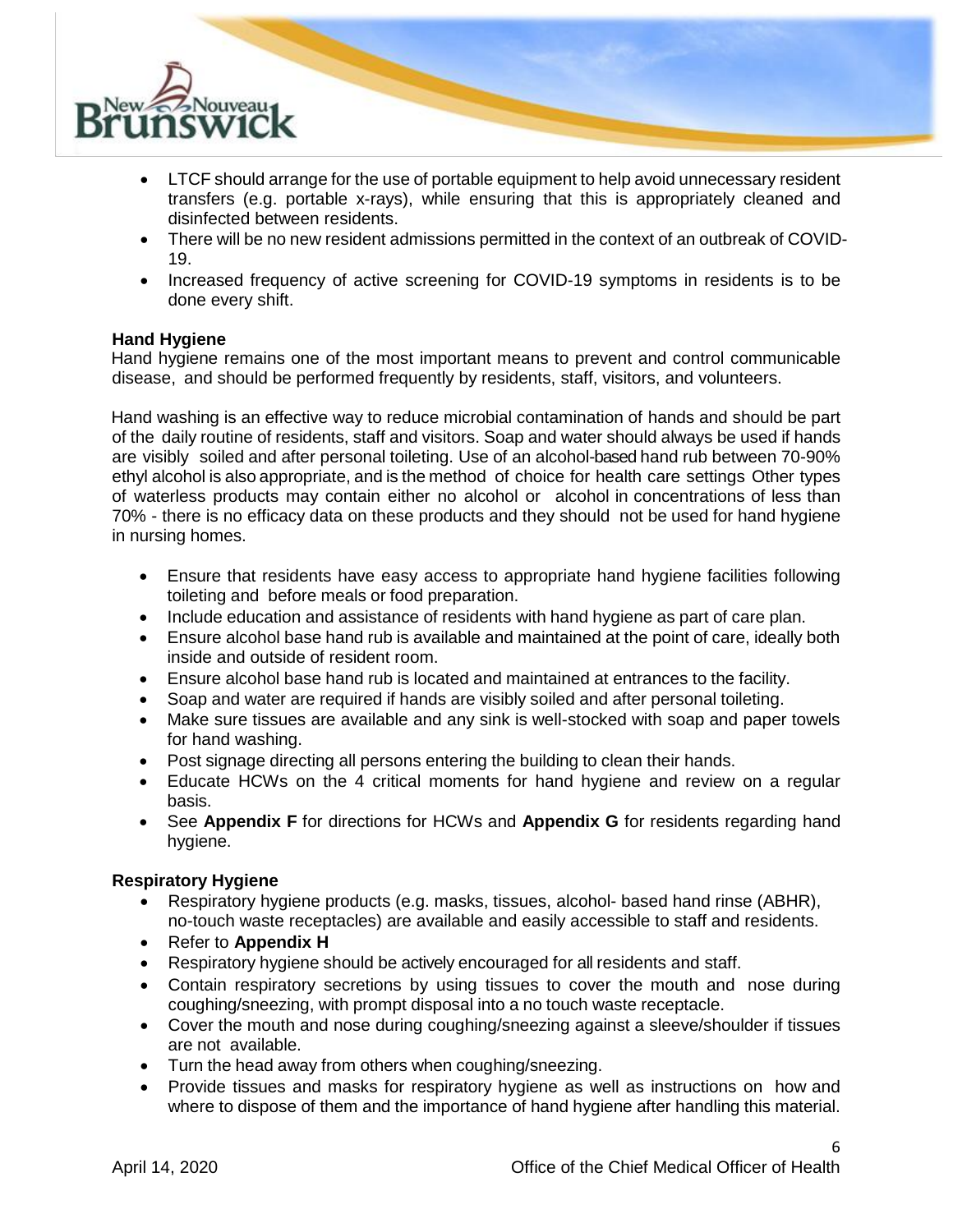- LTCF should arrange for the use of portable equipment to help avoid unnecessary resident transfers (e.g. portable x-rays), while ensuring that this is appropriately cleaned and disinfected between residents.
- There will be no new resident admissions permitted in the context of an outbreak of COVID-19.
- Increased frequency of active screening for COVID-19 symptoms in residents is to be done every shift.

**Hand Hygiene**

Hand hygiene remains one of the most important means to prevent and control communicable disease, and should be performed frequently by residents, staff, visitors, and volunteers.

Hand washing is an effective way to reduce microbial contamination of hands and should be part of the daily routine of residents, staff and visitors. Soap and water should always be used if hands are visibly soiled and after personal toileting. Use of an alcohol-based hand rub between 70-90% ethyl alcohol is also appropriate, and is the method of choice for health care settings Other types of waterless products may contain either no alcohol or alcohol in concentrations of less than 70% - there is no efficacy data on these products and they should not be used for hand hygiene in nursing homes.

- Ensure that residents have easy access to appropriate hand hygiene facilities following toileting and before meals or food preparation.
- Include education and assistance of residents with hand hygiene as part of care plan.
- Ensure alcohol base hand rub is available and maintained at the point of care, ideally both inside and outside of resident room.
- Ensure alcohol base hand rub is located and maintained at entrances to the facility.
- Soap and water are required if hands are visibly soiled and after personal toileting.
- Make sure tissues are available and any sink is well-stocked with soap and paper towels for hand washing.
- Post signage directing all persons entering the building to clean their hands.
- Educate HCWs on the 4 critical moments for hand hygiene and review on a regular basis.
- See **Appendix F** for directions for HCWs and **Appendix G** for residents regarding hand hygiene.

**Respiratory Hygiene**

- Respiratory hygiene products (e.g. masks, tissues, alcohol- based hand rinse (ABHR), no-touch waste receptacles) are available and easily accessible to staff and residents.
- Refer to **Appendix H**
- Respiratory hygiene should be actively encouraged for all residents and staff.
- Contain respiratory secretions by using tissues to cover the mouth and nose during coughing/sneezing, with prompt disposal into a no touch waste receptacle.
- Cover the mouth and nose during coughing/sneezing against a sleeve/shoulder if tissues are not available.
- Turn the head away from others when coughing/sneezing.
- Provide tissues and masks for respiratory hygiene as well as instructions on how and where to dispose of them and the importance of hand hygiene after handling this material.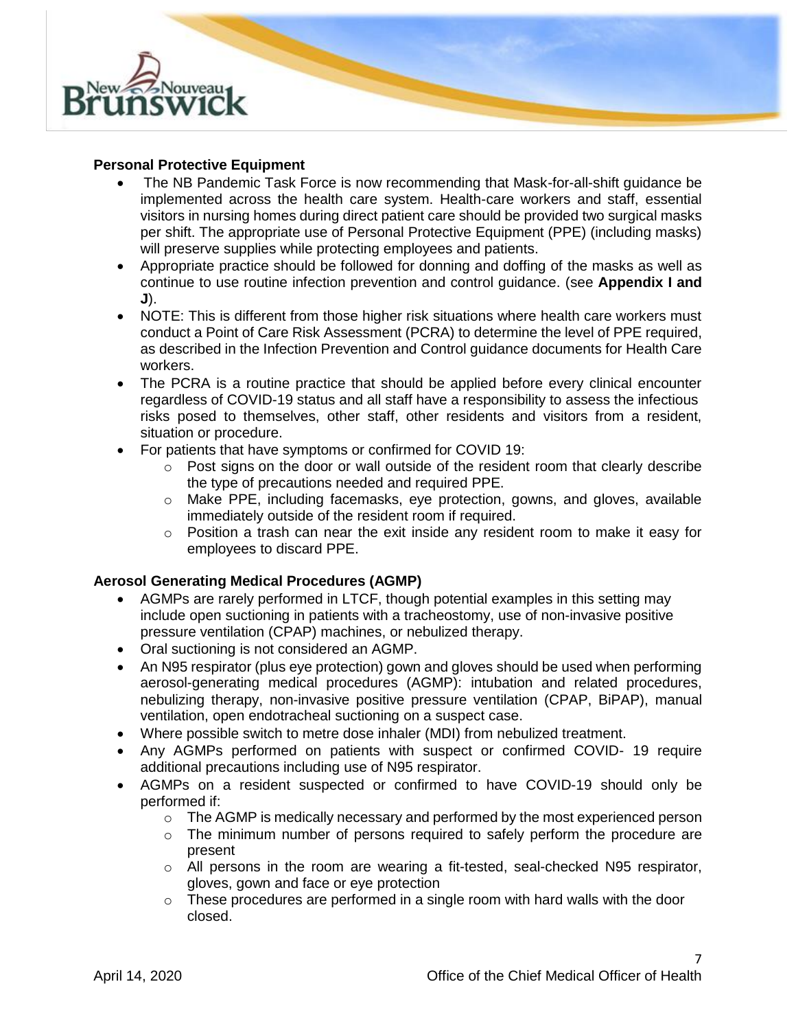**Personal Protective Equipment**

- The NB Pandemic Task Force is now recommending that Mask-for-all-shift guidance be implemented across the health care system. Health-care workers and staff, essential visitors in nursing homes during direct patient care should be provided two surgical masks per shift. The appropriate use of Personal Protective Equipment (PPE) (including masks) will preserve supplies while protecting employees and patients.
- Appropriate practice should be followed for donning and doffing of the masks as well as continue to use routine infection prevention and control guidance. (see **Appendix I and J**).
- NOTE: This is different from those higher risk situations where health care workers must conduct a Point of Care Risk Assessment (PCRA) to determine the level of PPE required, as described in the Infection Prevention and Control guidance documents for Health Care workers.
- The PCRA is a routine practice that should be applied before every clinical encounter regardless of COVID-19 status and all staff have a responsibility to assess the infectious risks posed to themselves, other staff, other residents and visitors from a resident, situation or procedure.
- For patients that have symptoms or confirmed for COVID 19:
  - Post signs on the door or wall outside of the resident room that clearly describe the type of precautions needed and required PPE.
  - Make PPE, including facemasks, eye protection, gowns, and gloves, available immediately outside of the resident room if required.
  - Position a trash can near the exit inside any resident room to make it easy for employees to discard PPE.

**Aerosol Generating Medical Procedures (AGMP)**

- AGMPs are rarely performed in LTCF, though potential examples in this setting may include open suctioning in patients with a tracheostomy, use of non-invasive positive pressure ventilation (CPAP) machines, or nebulized therapy.
- Oral suctioning is not considered an AGMP.
- An N95 respirator (plus eye protection) gown and gloves should be used when performing aerosol-generating medical procedures (AGMP): intubation and related procedures, nebulizing therapy, non-invasive positive pressure ventilation (CPAP, BiPAP), manual ventilation, open endotracheal suctioning on a suspect case.
- Where possible switch to metre dose inhaler (MDI) from nebulized treatment.
- Any AGMPs performed on patients with suspect or confirmed COVID- 19 require additional precautions including use of N95 respirator.
- AGMPs on a resident suspected or confirmed to have COVID-19 should only be performed if:
  - The AGMP is medically necessary and performed by the most experienced person
  - The minimum number of persons required to safely perform the procedure are present
  - All persons in the room are wearing a fit-tested, seal-checked N95 respirator, gloves, gown and face or eye protection
  - These procedures are performed in a single room with hard walls with the door closed.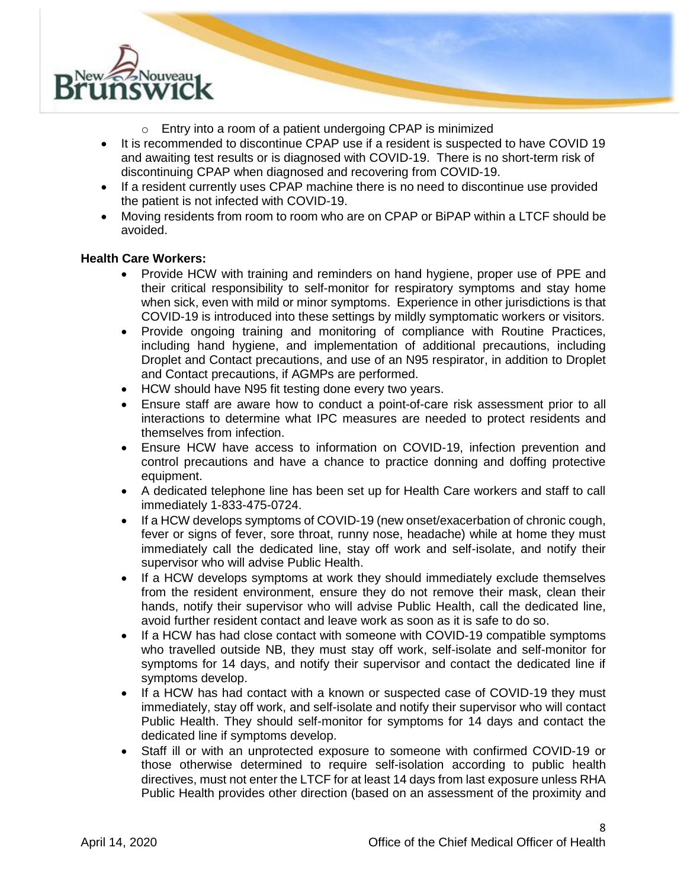- Entry into a room of a patient undergoing CPAP is minimized
- It is recommended to discontinue CPAP use if a resident is suspected to have COVID 19 and awaiting test results or is diagnosed with COVID-19. There is no short-term risk of discontinuing CPAP when diagnosed and recovering from COVID-19.
- If a resident currently uses CPAP machine there is no need to discontinue use provided the patient is not infected with COVID-19.
- Moving residents from room to room who are on CPAP or BiPAP within a LTCF should be avoided.

**Health Care Workers:**

- Provide HCW with training and reminders on hand hygiene, proper use of PPE and their critical responsibility to self-monitor for respiratory symptoms and stay home when sick, even with mild or minor symptoms. Experience in other jurisdictions is that COVID-19 is introduced into these settings by mildly symptomatic workers or visitors.
- Provide ongoing training and monitoring of compliance with Routine Practices, including hand hygiene, and implementation of additional precautions, including Droplet and Contact precautions, and use of an N95 respirator, in addition to Droplet and Contact precautions, if AGMPs are performed.
- HCW should have N95 fit testing done every two years.
- Ensure staff are aware how to conduct a point-of-care risk assessment prior to all interactions to determine what IPC measures are needed to protect residents and themselves from infection.
- Ensure HCW have access to information on COVID-19, infection prevention and control precautions and have a chance to practice donning and doffing protective equipment.
- A dedicated telephone line has been set up for Health Care workers and staff to call immediately 1-833-475-0724.
- If a HCW develops symptoms of COVID-19 (new onset/exacerbation of chronic cough, fever or signs of fever, sore throat, runny nose, headache) while at home they must immediately call the dedicated line, stay off work and self-isolate, and notify their supervisor who will advise Public Health.
- If a HCW develops symptoms at work they should immediately exclude themselves from the resident environment, ensure they do not remove their mask, clean their hands, notify their supervisor who will advise Public Health, call the dedicated line, avoid further resident contact and leave work as soon as it is safe to do so.
- If a HCW has had close contact with someone with COVID-19 compatible symptoms who travelled outside NB, they must stay off work, self-isolate and self-monitor for symptoms for 14 days, and notify their supervisor and contact the dedicated line if symptoms develop.
- If a HCW has had contact with a known or suspected case of COVID-19 they must immediately, stay off work, and self-isolate and notify their supervisor who will contact Public Health. They should self-monitor for symptoms for 14 days and contact the dedicated line if symptoms develop.
- Staff ill or with an unprotected exposure to someone with confirmed COVID-19 or those otherwise determined to require self-isolation according to public health directives, must not enter the LTCF for at least 14 days from last exposure unless RHA Public Health provides other direction (based on an assessment of the proximity and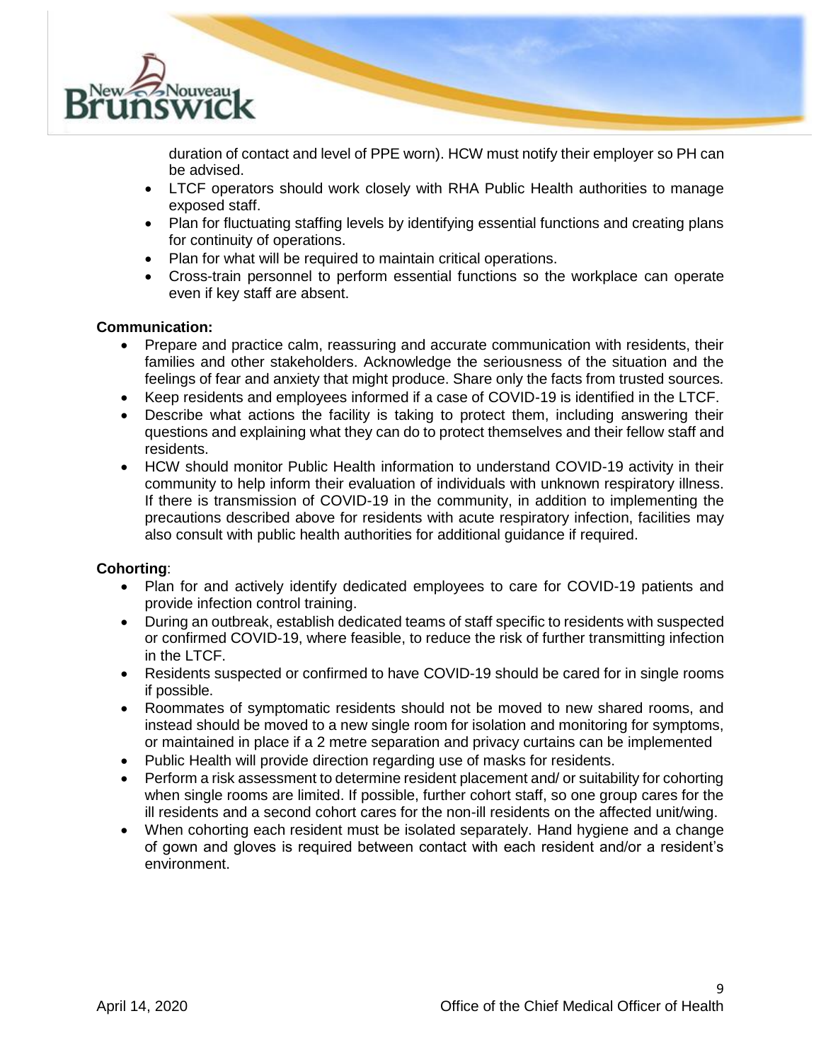duration of contact and level of PPE worn). HCW must notify their employer so PH can be advised.

- LTCF operators should work closely with RHA Public Health authorities to manage exposed staff.
- Plan for fluctuating staffing levels by identifying essential functions and creating plans for continuity of operations.
- Plan for what will be required to maintain critical operations.
- Cross-train personnel to perform essential functions so the workplace can operate even if key staff are absent.

**Communication:**

- Prepare and practice calm, reassuring and accurate communication with residents, their families and other stakeholders. Acknowledge the seriousness of the situation and the feelings of fear and anxiety that might produce. Share only the facts from trusted sources.
- Keep residents and employees informed if a case of COVID-19 is identified in the LTCF.
- Describe what actions the facility is taking to protect them, including answering their questions and explaining what they can do to protect themselves and their fellow staff and residents.
- HCW should monitor Public Health information to understand COVID-19 activity in their community to help inform their evaluation of individuals with unknown respiratory illness. If there is transmission of COVID-19 in the community, in addition to implementing the precautions described above for residents with acute respiratory infection, facilities may also consult with public health authorities for additional guidance if required.

**Cohorting**:

- Plan for and actively identify dedicated employees to care for COVID-19 patients and provide infection control training.
- During an outbreak, establish dedicated teams of staff specific to residents with suspected or confirmed COVID-19, where feasible, to reduce the risk of further transmitting infection in the LTCF.
- Residents suspected or confirmed to have COVID-19 should be cared for in single rooms if possible.
- Roommates of symptomatic residents should not be moved to new shared rooms, and instead should be moved to a new single room for isolation and monitoring for symptoms, or maintained in place if a 2 metre separation and privacy curtains can be implemented
- Public Health will provide direction regarding use of masks for residents.
- Perform a risk assessment to determine resident placement and/ or suitability for cohorting when single rooms are limited. If possible, further cohort staff, so one group cares for the ill residents and a second cohort cares for the non-ill residents on the affected unit/wing.
- When cohorting each resident must be isolated separately. Hand hygiene and a change of gown and gloves is required between contact with each resident and/or a resident's environment.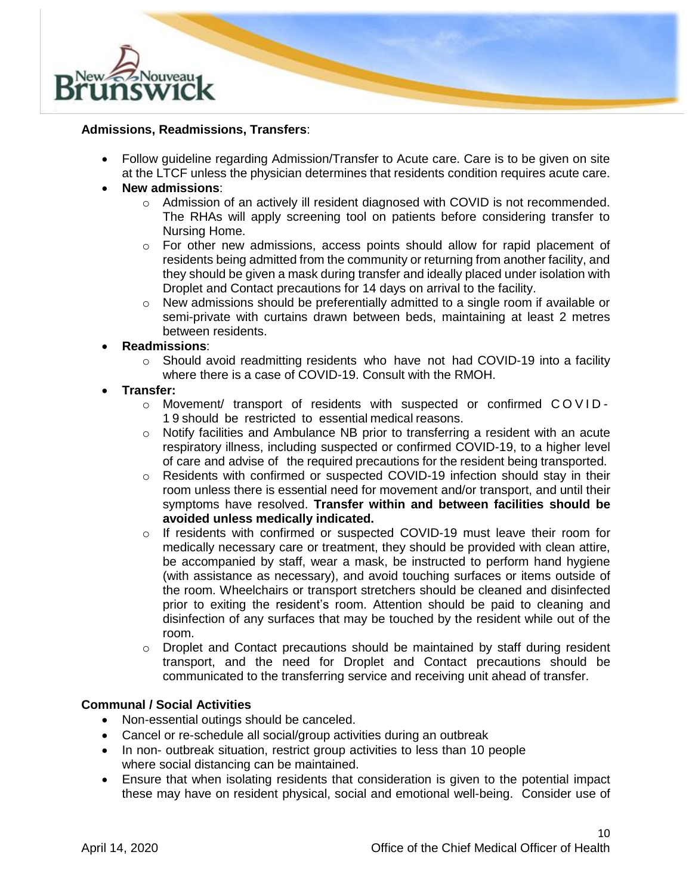**Admissions, Readmissions, Transfers**:

- Follow guideline regarding Admission/Transfer to Acute care. Care is to be given on site at the LTCF unless the physician determines that residents condition requires acute care.
- **New admissions**:
  - Admission of an actively ill resident diagnosed with COVID is not recommended. The RHAs will apply screening tool on patients before considering transfer to Nursing Home.
  - For other new admissions, access points should allow for rapid placement of residents being admitted from the community or returning from another facility, and they should be given a mask during transfer and ideally placed under isolation with Droplet and Contact precautions for 14 days on arrival to the facility.
  - New admissions should be preferentially admitted to a single room if available or semi-private with curtains drawn between beds, maintaining at least 2 metres between residents.
- **Readmissions**:
  - Should avoid readmitting residents who have not had COVID-19 into a facility where there is a case of COVID-19. Consult with the RMOH.
- **Transfer:**
  - Movement/ transport of residents with suspected or confirmed COVID-19 should be restricted to essential medical reasons.
  - Notify facilities and Ambulance NB prior to transferring a resident with an acute respiratory illness, including suspected or confirmed COVID-19, to a higher level of care and advise of the required precautions for the resident being transported.
  - Residents with confirmed or suspected COVID-19 infection should stay in their room unless there is essential need for movement and/or transport, and until their symptoms have resolved. **Transfer within and between facilities should be avoided unless medically indicated.**
  - If residents with confirmed or suspected COVID-19 must leave their room for medically necessary care or treatment, they should be provided with clean attire, be accompanied by staff, wear a mask, be instructed to perform hand hygiene (with assistance as necessary), and avoid touching surfaces or items outside of the room. Wheelchairs or transport stretchers should be cleaned and disinfected prior to exiting the resident's room. Attention should be paid to cleaning and disinfection of any surfaces that may be touched by the resident while out of the room.
  - Droplet and Contact precautions should be maintained by staff during resident transport, and the need for Droplet and Contact precautions should be communicated to the transferring service and receiving unit ahead of transfer.

**Communal / Social Activities**

- Non-essential outings should be canceled.
- Cancel or re-schedule all social/group activities during an outbreak
- In non- outbreak situation, restrict group activities to less than 10 people where social distancing can be maintained.
- Ensure that when isolating residents that consideration is given to the potential impact these may have on resident physical, social and emotional well-being. Consider use of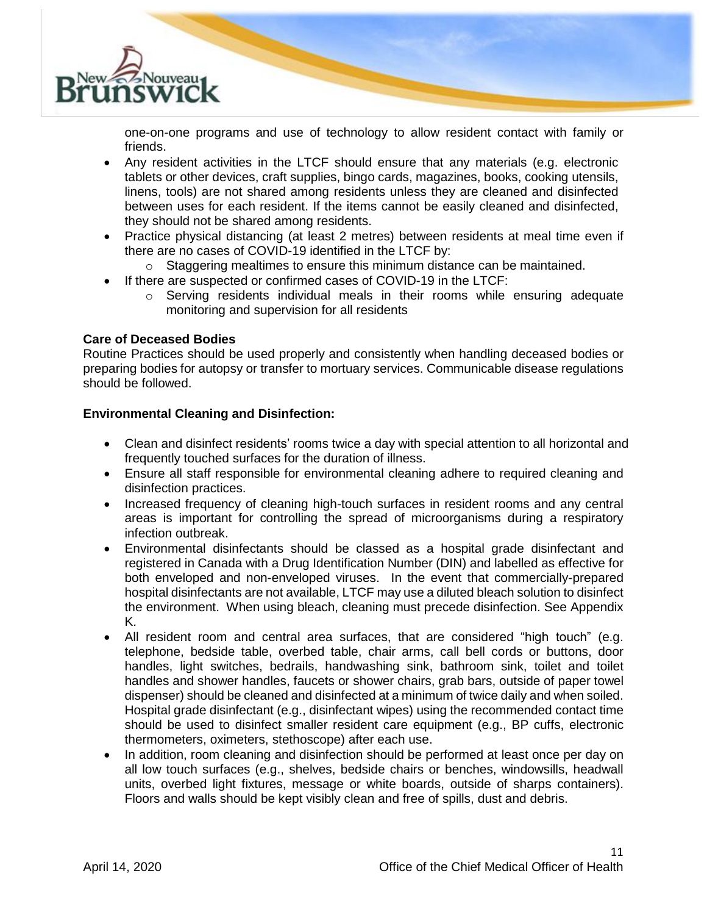one-on-one programs and use of technology to allow resident contact with family or friends.

- Any resident activities in the LTCF should ensure that any materials (e.g. electronic tablets or other devices, craft supplies, bingo cards, magazines, books, cooking utensils, linens, tools) are not shared among residents unless they are cleaned and disinfected between uses for each resident. If the items cannot be easily cleaned and disinfected, they should not be shared among residents.
- Practice physical distancing (at least 2 metres) between residents at meal time even if there are no cases of COVID-19 identified in the LTCF by:
  - Staggering mealtimes to ensure this minimum distance can be maintained.
- If there are suspected or confirmed cases of COVID-19 in the LTCF:
  - Serving residents individual meals in their rooms while ensuring adequate monitoring and supervision for all residents

**Care of Deceased Bodies**

Routine Practices should be used properly and consistently when handling deceased bodies or preparing bodies for autopsy or transfer to mortuary services. Communicable disease regulations should be followed.

**Environmental Cleaning and Disinfection:**

- Clean and disinfect residents' rooms twice a day with special attention to all horizontal and frequently touched surfaces for the duration of illness.
- Ensure all staff responsible for environmental cleaning adhere to required cleaning and disinfection practices.
- Increased frequency of cleaning high-touch surfaces in resident rooms and any central areas is important for controlling the spread of microorganisms during a respiratory infection outbreak.
- Environmental disinfectants should be classed as a hospital grade disinfectant and registered in Canada with a Drug Identification Number (DIN) and labelled as effective for both enveloped and non-enveloped viruses. In the event that commercially-prepared hospital disinfectants are not available, LTCF may use a diluted bleach solution to disinfect the environment. When using bleach, cleaning must precede disinfection. See Appendix K.
- All resident room and central area surfaces, that are considered "high touch" (e.g. telephone, bedside table, overbed table, chair arms, call bell cords or buttons, door handles, light switches, bedrails, handwashing sink, bathroom sink, toilet and toilet handles and shower handles, faucets or shower chairs, grab bars, outside of paper towel dispenser) should be cleaned and disinfected at a minimum of twice daily and when soiled. Hospital grade disinfectant (e.g., disinfectant wipes) using the recommended contact time should be used to disinfect smaller resident care equipment (e.g., BP cuffs, electronic thermometers, oximeters, stethoscope) after each use.
- In addition, room cleaning and disinfection should be performed at least once per day on all low touch surfaces (e.g., shelves, bedside chairs or benches, windowsills, headwall units, overbed light fixtures, message or white boards, outside of sharps containers). Floors and walls should be kept visibly clean and free of spills, dust and debris.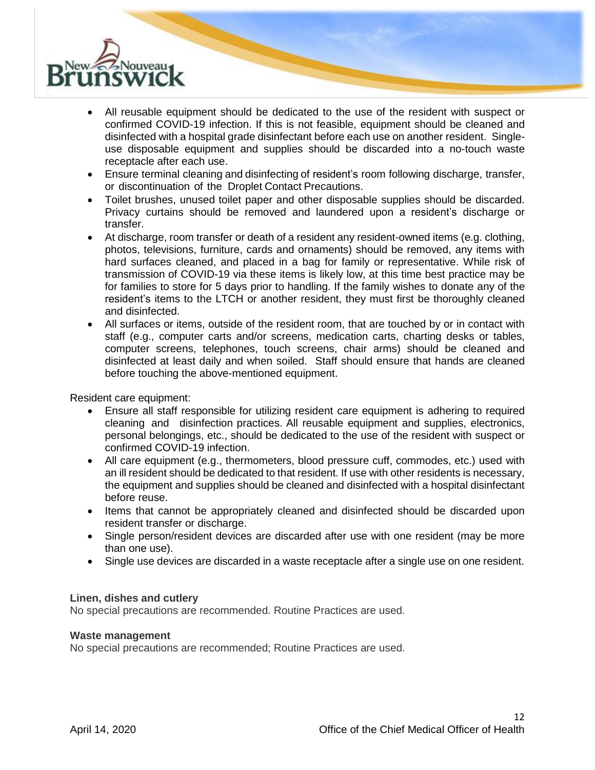- All reusable equipment should be dedicated to the use of the resident with suspect or confirmed COVID-19 infection. If this is not feasible, equipment should be cleaned and disinfected with a hospital grade disinfectant before each use on another resident. Single-use disposable equipment and supplies should be discarded into a no-touch waste receptacle after each use.
- Ensure terminal cleaning and disinfecting of resident's room following discharge, transfer, or discontinuation of the Droplet Contact Precautions.
- Toilet brushes, unused toilet paper and other disposable supplies should be discarded. Privacy curtains should be removed and laundered upon a resident's discharge or transfer.
- At discharge, room transfer or death of a resident any resident-owned items (e.g. clothing, photos, televisions, furniture, cards and ornaments) should be removed, any items with hard surfaces cleaned, and placed in a bag for family or representative. While risk of transmission of COVID-19 via these items is likely low, at this time best practice may be for families to store for 5 days prior to handling. If the family wishes to donate any of the resident's items to the LTCH or another resident, they must first be thoroughly cleaned and disinfected.
- All surfaces or items, outside of the resident room, that are touched by or in contact with staff (e.g., computer carts and/or screens, medication carts, charting desks or tables, computer screens, telephones, touch screens, chair arms) should be cleaned and disinfected at least daily and when soiled. Staff should ensure that hands are cleaned before touching the above-mentioned equipment.

Resident care equipment:

- Ensure all staff responsible for utilizing resident care equipment is adhering to required cleaning and disinfection practices. All reusable equipment and supplies, electronics, personal belongings, etc., should be dedicated to the use of the resident with suspect or confirmed COVID-19 infection.
- All care equipment (e.g., thermometers, blood pressure cuff, commodes, etc.) used with an ill resident should be dedicated to that resident. If use with other residents is necessary, the equipment and supplies should be cleaned and disinfected with a hospital disinfectant before reuse.
- Items that cannot be appropriately cleaned and disinfected should be discarded upon resident transfer or discharge.
- Single person/resident devices are discarded after use with one resident (may be more than one use).
- Single use devices are discarded in a waste receptacle after a single use on one resident.

**Linen, dishes and cutlery**

No special precautions are recommended. Routine Practices are used.

**Waste management**

No special precautions are recommended; Routine Practices are used.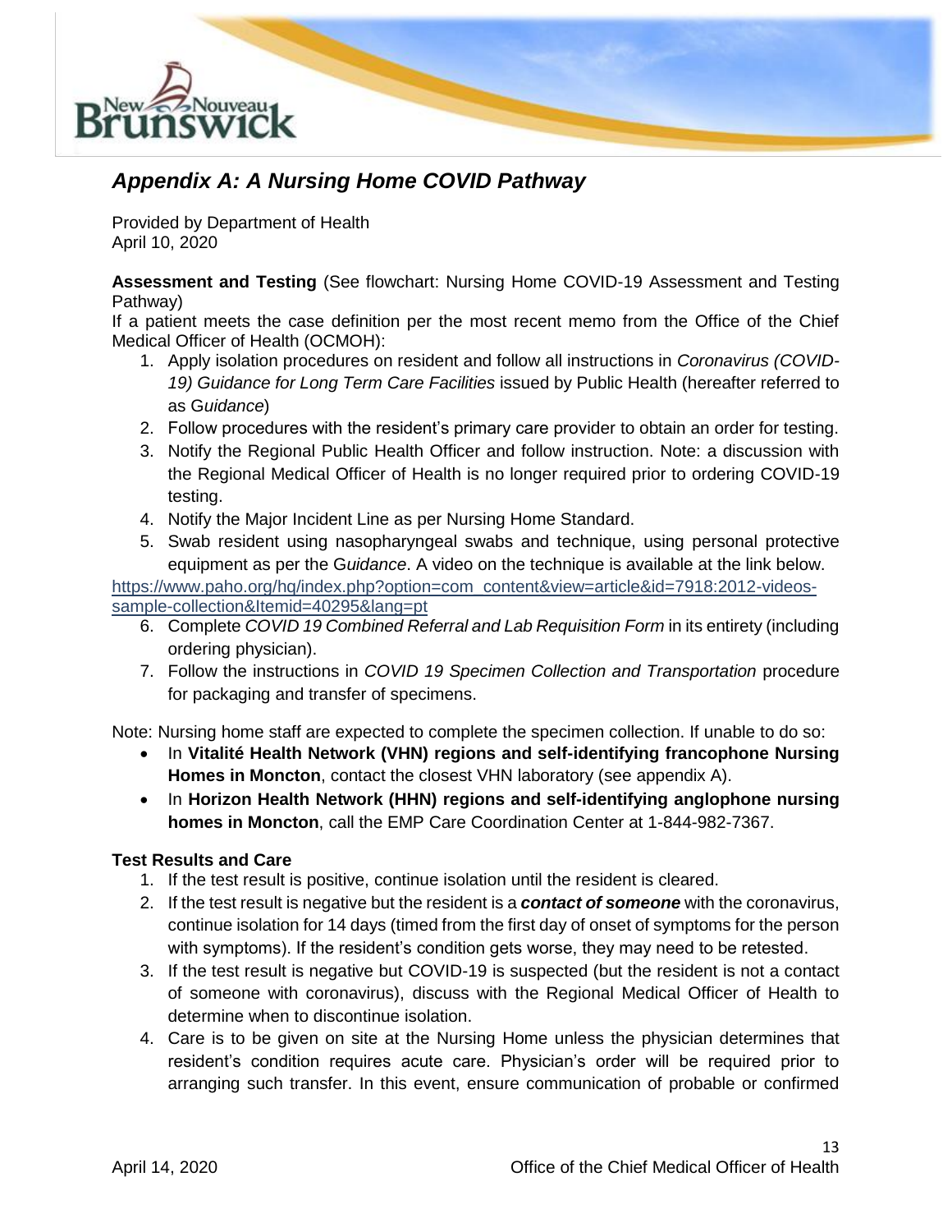## *Appendix A: A Nursing Home COVID Pathway*

Provided by Department of Health
April 10, 2020

**Assessment and Testing** (See flowchart: Nursing Home COVID-19 Assessment and Testing Pathway)
If a patient meets the case definition per the most recent memo from the Office of the Chief Medical Officer of Health (OCMOH):

1. Apply isolation procedures on resident and follow all instructions in *Coronavirus (COVID-19) Guidance for Long Term Care Facilities* issued by Public Health (hereafter referred to as G*uidance*)
2. Follow procedures with the resident's primary care provider to obtain an order for testing.
3. Notify the Regional Public Health Officer and follow instruction. Note: a discussion with the Regional Medical Officer of Health is no longer required prior to ordering COVID-19 testing.
4. Notify the Major Incident Line as per Nursing Home Standard.
5. Swab resident using nasopharyngeal swabs and technique, using personal protective equipment as per the G*uidance*. A video on the technique is available at the link below.

https://www.paho.org/hq/index.php?option=com_content&view=article&id=7918:2012-videos-sample-collection&Itemid=40295&lang=pt

6. Complete *COVID 19 Combined Referral and Lab Requisition Form* in its entirety (including ordering physician).
7. Follow the instructions in *COVID 19 Specimen Collection and Transportation* procedure for packaging and transfer of specimens.

Note: Nursing home staff are expected to complete the specimen collection. If unable to do so:

- In **Vitalité Health Network (VHN) regions and self-identifying francophone Nursing Homes in Moncton**, contact the closest VHN laboratory (see appendix A).
- In **Horizon Health Network (HHN) regions and self-identifying anglophone nursing homes in Moncton**, call the EMP Care Coordination Center at 1-844-982-7367.

**Test Results and Care**

1. If the test result is positive, continue isolation until the resident is cleared.
2. If the test result is negative but the resident is a ***contact of someone*** with the coronavirus, continue isolation for 14 days (timed from the first day of onset of symptoms for the person with symptoms). If the resident's condition gets worse, they may need to be retested.
3. If the test result is negative but COVID-19 is suspected (but the resident is not a contact of someone with coronavirus), discuss with the Regional Medical Officer of Health to determine when to discontinue isolation.
4. Care is to be given on site at the Nursing Home unless the physician determines that resident's condition requires acute care. Physician's order will be required prior to arranging such transfer. In this event, ensure communication of probable or confirmed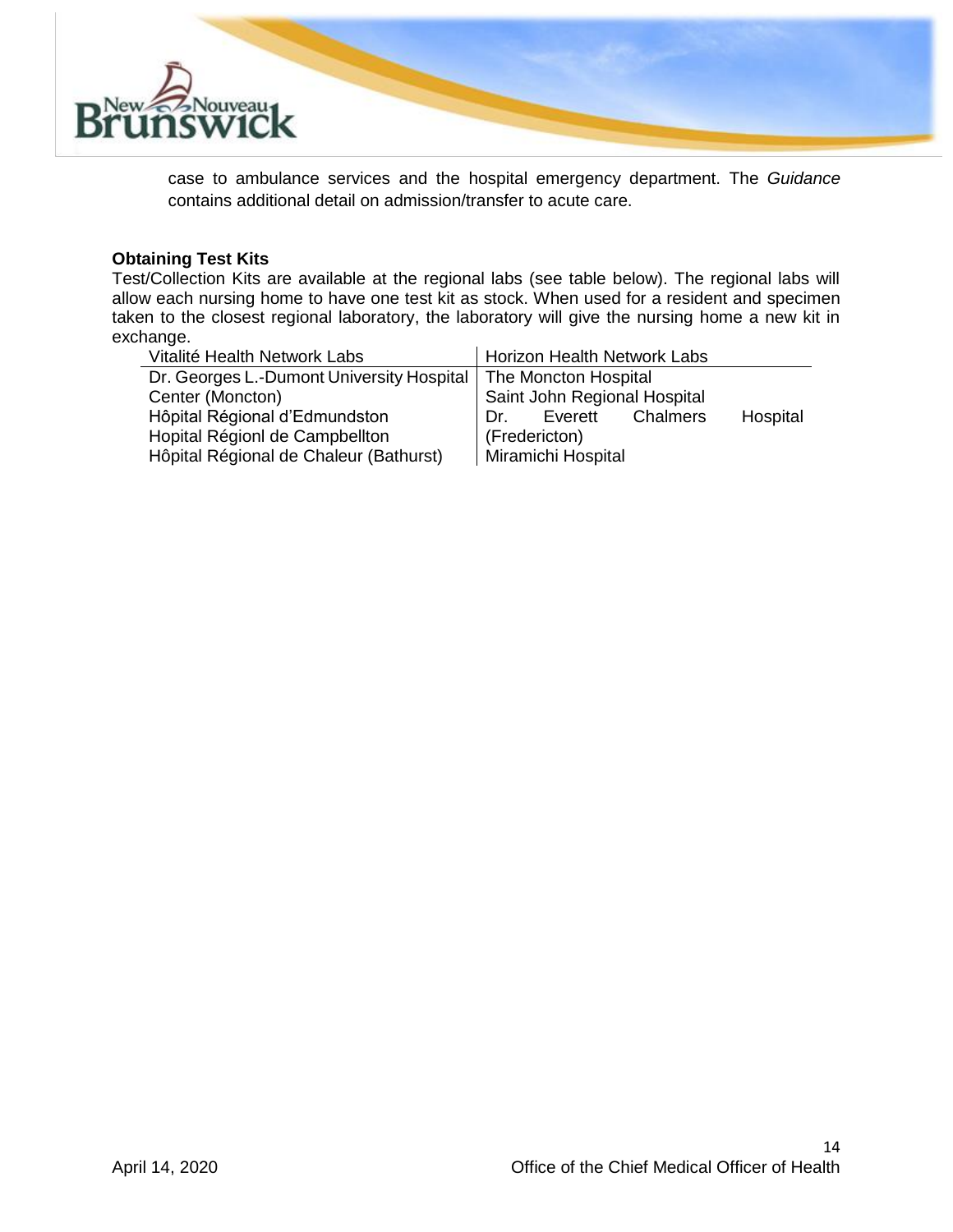case to ambulance services and the hospital emergency department. The *Guidance* contains additional detail on admission/transfer to acute care.

**Obtaining Test Kits**

Test/Collection Kits are available at the regional labs (see table below). The regional labs will allow each nursing home to have one test kit as stock. When used for a resident and specimen taken to the closest regional laboratory, the laboratory will give the nursing home a new kit in exchange.

| Vitalité Health Network Labs | Horizon Health Network Labs |
|---|---|
| Dr. Georges L.-Dumont University Hospital Center (Moncton) | The Moncton Hospital |
| Hôpital Régional d'Edmundston | Saint John Regional Hospital |
| Hopital Régionl de Campbellton | Dr. Everett Chalmers Hospital (Fredericton) |
| Hôpital Régional de Chaleur (Bathurst) | Miramichi Hospital |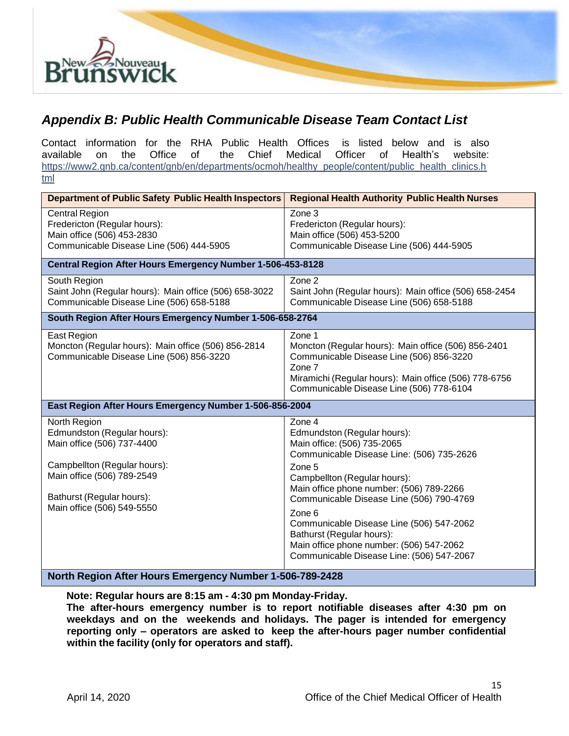## *Appendix B: Public Health Communicable Disease Team Contact List*

Contact information for the RHA Public Health Offices is listed below and is also available on the Office of the Chief Medical Officer of Health's website: https://www2.gnb.ca/content/gnb/en/departments/ocmoh/healthy_people/content/public_health_clinics.html

| Department of Public Safety Public Health Inspectors | Regional Health Authority Public Health Nurses |
|---|---|
| Central Region<br>Fredericton (Regular hours):<br>Main office (506) 453-2830<br>Communicable Disease Line (506) 444-5905 | Zone 3<br>Fredericton (Regular hours):<br>Main office (506) 453-5200<br>Communicable Disease Line (506) 444-5905 |
| **Central Region After Hours Emergency Number 1-506-453-8128** | |
| South Region<br>Saint John (Regular hours): Main office (506) 658-3022<br>Communicable Disease Line (506) 658-5188 | Zone 2<br>Saint John (Regular hours): Main office (506) 658-2454<br>Communicable Disease Line (506) 658-5188 |
| **South Region After Hours Emergency Number 1-506-658-2764** | |
| East Region<br>Moncton (Regular hours): Main office (506) 856-2814<br>Communicable Disease Line (506) 856-3220 | Zone 1<br>Moncton (Regular hours): Main office (506) 856-2401<br>Communicable Disease Line (506) 856-3220<br>Zone 7<br>Miramichi (Regular hours): Main office (506) 778-6756<br>Communicable Disease Line (506) 778-6104 |
| **East Region After Hours Emergency Number 1-506-856-2004** | |
| North Region<br>Edmundston (Regular hours):<br>Main office (506) 737-4400<br><br>Campbellton (Regular hours):<br>Main office (506) 789-2549<br><br>Bathurst (Regular hours):<br>Main office (506) 549-5550 | Zone 4<br>Edmundston (Regular hours):<br>Main office: (506) 735-2065<br>Communicable Disease Line: (506) 735-2626<br>Zone 5<br>Campbellton (Regular hours):<br>Main office phone number: (506) 789-2266<br>Communicable Disease Line (506) 790-4769<br>Zone 6<br>Communicable Disease Line (506) 547-2062<br>Bathurst (Regular hours):<br>Main office phone number: (506) 547-2062<br>Communicable Disease Line: (506) 547-2067 |
| **North Region After Hours Emergency Number 1-506-789-2428** | |

**Note: Regular hours are 8:15 am - 4:30 pm Monday-Friday.**
**The after-hours emergency number is to report notifiable diseases after 4:30 pm on weekdays and on the weekends and holidays. The pager is intended for emergency reporting only – operators are asked to keep the after-hours pager number confidential within the facility (only for operators and staff).**

April 14, 2020 Office of the Chief Medical Officer of Health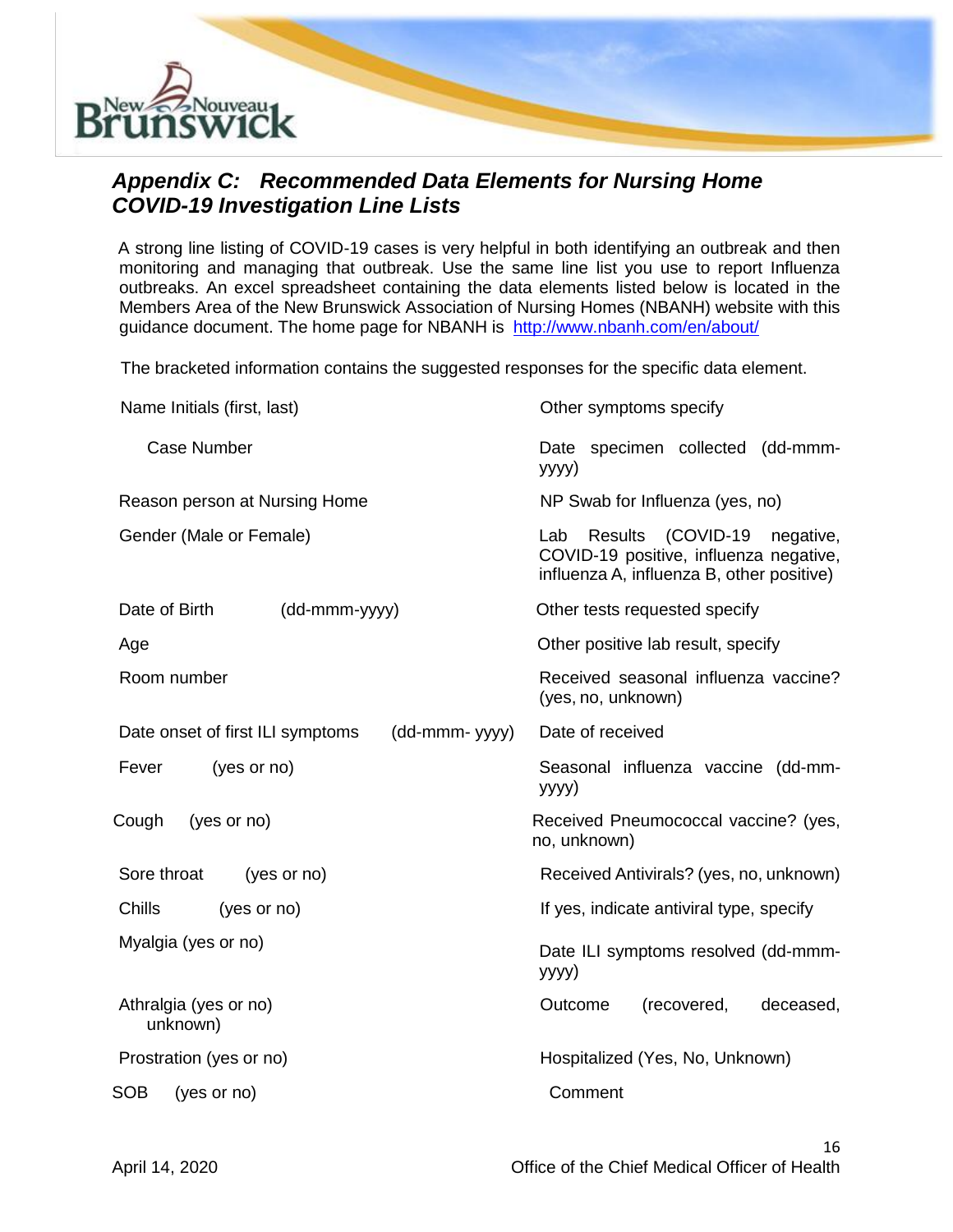## *Appendix C: Recommended Data Elements for Nursing Home COVID-19 Investigation Line Lists*

A strong line listing of COVID-19 cases is very helpful in both identifying an outbreak and then monitoring and managing that outbreak. Use the same line list you use to report Influenza outbreaks. An excel spreadsheet containing the data elements listed below is located in the Members Area of the New Brunswick Association of Nursing Homes (NBANH) website with this guidance document. The home page for NBANH is [http://www.nbanh.com/en/about/](http://www.nbanh.com/en/about/)

The bracketed information contains the suggested responses for the specific data element.

- Name Initials (first, last)
- Case Number
- Reason person at Nursing Home
- Gender (Male or Female)
- Date of Birth (dd-mmm-yyyy)
- Age
- Room number
- Date onset of first ILI symptoms (dd-mmm- yyyy)
- Fever (yes or no)
- Cough (yes or no)
- Sore throat (yes or no)
- Chills (yes or no)
- Myalgia (yes or no)
- Athralgia (yes or no)
- Prostration (yes or no)
- SOB (yes or no)
- Other symptoms specify
- Date specimen collected (dd-mmm-yyyy)
- NP Swab for Influenza (yes, no)
- Lab Results (COVID-19 negative, COVID-19 positive, influenza negative, influenza A, influenza B, other positive)
- Other tests requested specify
- Other positive lab result, specify
- Received seasonal influenza vaccine? (yes, no, unknown)
- Date of received
- Seasonal influenza vaccine (dd-mm-yyyy)
- Received Pneumococcal vaccine? (yes, no, unknown)
- Received Antivirals? (yes, no, unknown)
- If yes, indicate antiviral type, specify
- Date ILI symptoms resolved (dd-mmm-yyyy)
- Outcome (recovered, deceased, unknown)
- Hospitalized (Yes, No, Unknown)
- Comment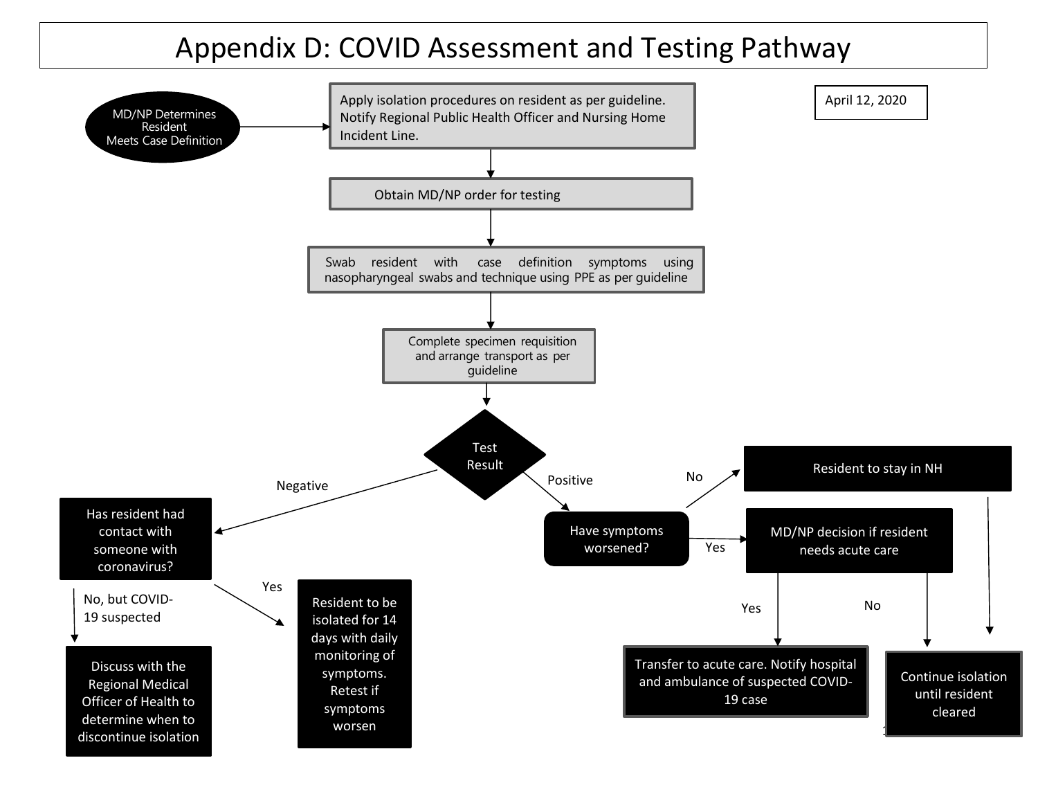# Appendix D: COVID Assessment and Testing Pathway

April 12, 2020

**MD/NP Determines Resident Meets Case Definition**

→ Apply isolation procedures on resident as per guideline. Notify Regional Public Health Officer and Nursing Home Incident Line.

→ Obtain MD/NP order for testing

→ Swab resident with case definition symptoms using nasopharyngeal swabs and technique using PPE as per guideline

→ Complete specimen requisition and arrange transport as per guideline

→ **Test Result**

- **Negative** → Has resident had contact with someone with coronavirus?
  - **Yes** → Resident to be isolated for 14 days with daily monitoring of symptoms. Retest if symptoms worsen
  - **No, but COVID-19 suspected** → Discuss with the Regional Medical Officer of Health to determine when to discontinue isolation
- **Positive** → Have symptoms worsened?
  - **No** → Resident to stay in NH → Continue isolation until resident cleared
  - **Yes** → MD/NP decision if resident needs acute care
    - **Yes** → Transfer to acute care. Notify hospital and ambulance of suspected COVID-19 case
    - **No** → Continue isolation until resident cleared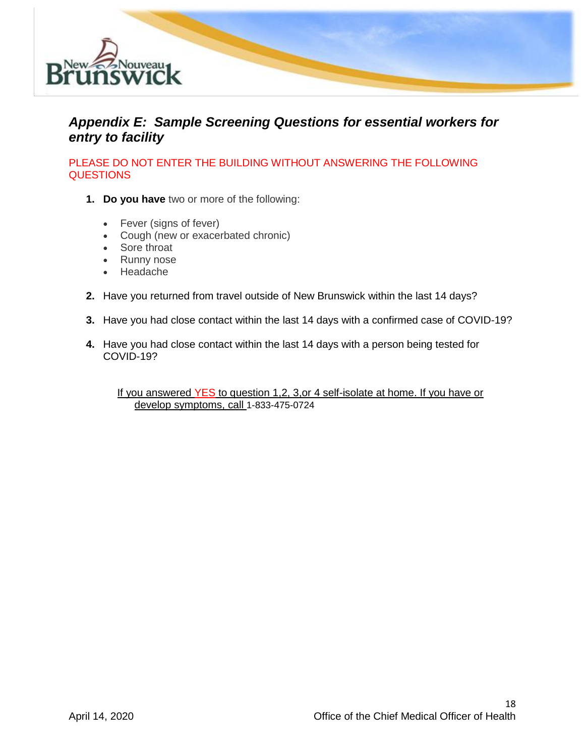## *Appendix E: Sample Screening Questions for essential workers for entry to facility*

PLEASE DO NOT ENTER THE BUILDING WITHOUT ANSWERING THE FOLLOWING QUESTIONS

1. **Do you have** two or more of the following:

   - Fever (signs of fever)
   - Cough (new or exacerbated chronic)
   - Sore throat
   - Runny nose
   - Headache

2. Have you returned from travel outside of New Brunswick within the last 14 days?

3. Have you had close contact within the last 14 days with a confirmed case of COVID-19?

4. Have you had close contact within the last 14 days with a person being tested for COVID-19?

If you answered YES to question 1,2, 3,or 4 self-isolate at home. If you have or develop symptoms, call 1-833-475-0724

April 14, 2020

Office of the Chief Medical Officer of Health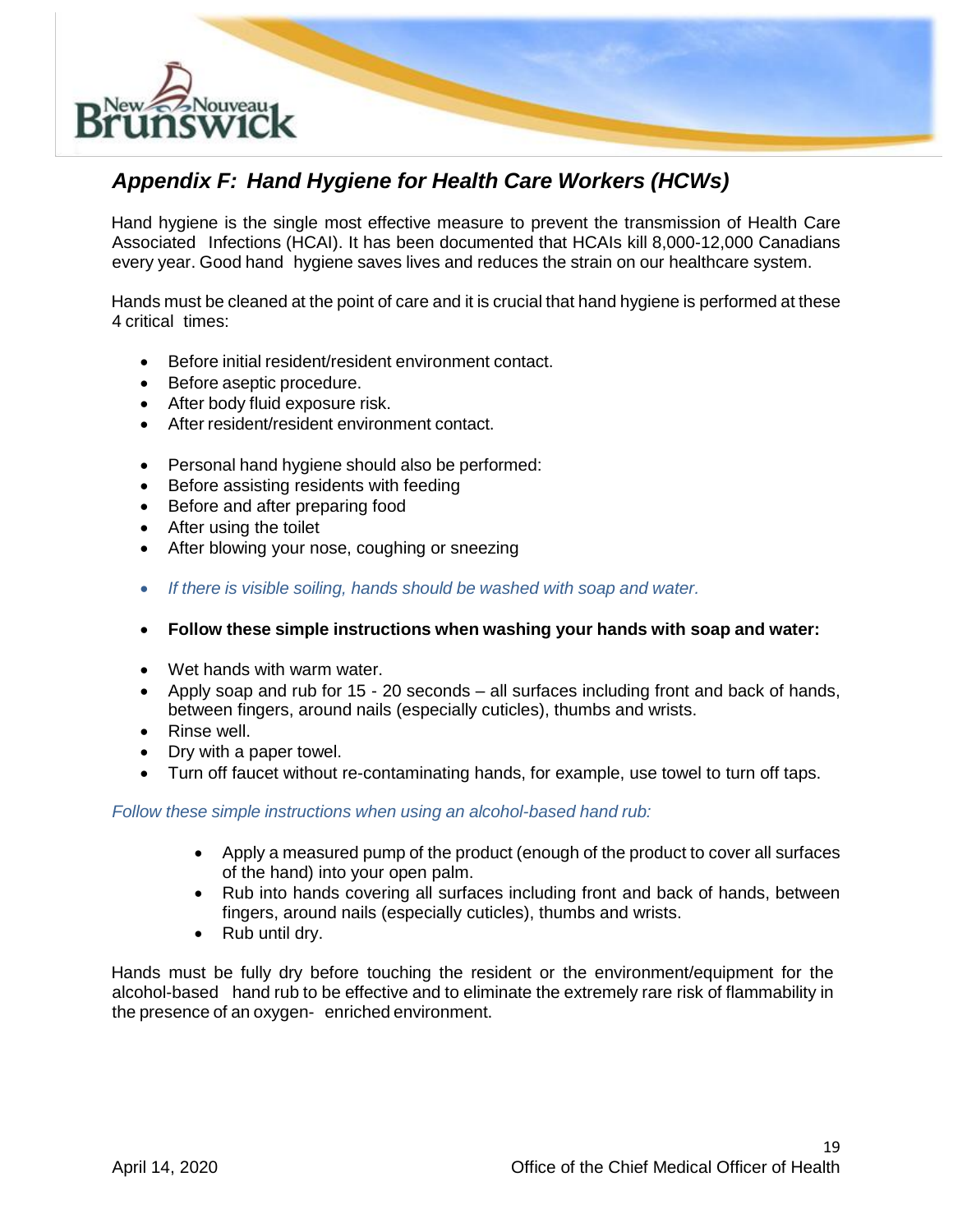## *Appendix F: Hand Hygiene for Health Care Workers (HCWs)*

Hand hygiene is the single most effective measure to prevent the transmission of Health Care Associated Infections (HCAI). It has been documented that HCAIs kill 8,000-12,000 Canadians every year. Good hand hygiene saves lives and reduces the strain on our healthcare system.

Hands must be cleaned at the point of care and it is crucial that hand hygiene is performed at these 4 critical times:

- Before initial resident/resident environment contact.
- Before aseptic procedure.
- After body fluid exposure risk.
- After resident/resident environment contact.

- Personal hand hygiene should also be performed:
- Before assisting residents with feeding
- Before and after preparing food
- After using the toilet
- After blowing your nose, coughing or sneezing

- *If there is visible soiling, hands should be washed with soap and water.*

- **Follow these simple instructions when washing your hands with soap and water:**

- Wet hands with warm water.
- Apply soap and rub for 15 - 20 seconds – all surfaces including front and back of hands, between fingers, around nails (especially cuticles), thumbs and wrists.
- Rinse well.
- Dry with a paper towel.
- Turn off faucet without re-contaminating hands, for example, use towel to turn off taps.

*Follow these simple instructions when using an alcohol-based hand rub:*

- Apply a measured pump of the product (enough of the product to cover all surfaces of the hand) into your open palm.
- Rub into hands covering all surfaces including front and back of hands, between fingers, around nails (especially cuticles), thumbs and wrists.
- Rub until dry.

Hands must be fully dry before touching the resident or the environment/equipment for the alcohol-based hand rub to be effective and to eliminate the extremely rare risk of flammability in the presence of an oxygen- enriched environment.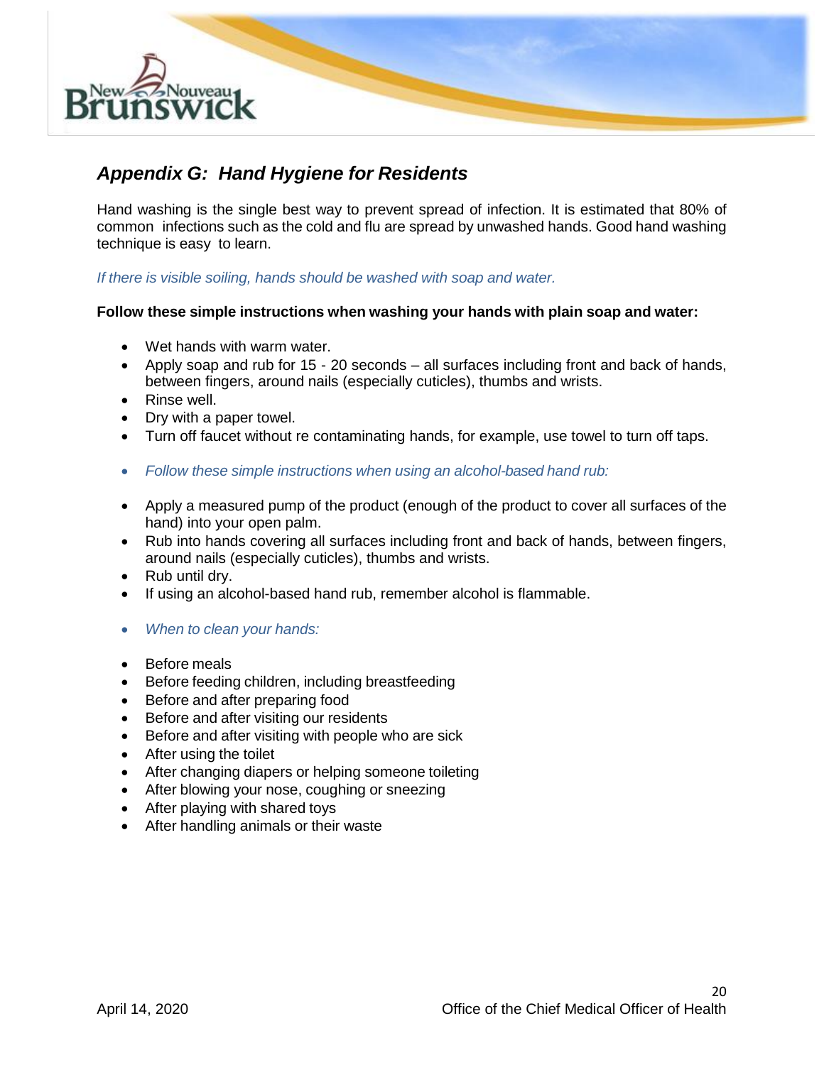## *Appendix G: Hand Hygiene for Residents*

Hand washing is the single best way to prevent spread of infection. It is estimated that 80% of common infections such as the cold and flu are spread by unwashed hands. Good hand washing technique is easy to learn.

*If there is visible soiling, hands should be washed with soap and water.*

**Follow these simple instructions when washing your hands with plain soap and water:**

- Wet hands with warm water.
- Apply soap and rub for 15 - 20 seconds – all surfaces including front and back of hands, between fingers, around nails (especially cuticles), thumbs and wrists.
- Rinse well.
- Dry with a paper towel.
- Turn off faucet without re contaminating hands, for example, use towel to turn off taps.

- *Follow these simple instructions when using an alcohol-based hand rub:*

- Apply a measured pump of the product (enough of the product to cover all surfaces of the hand) into your open palm.
- Rub into hands covering all surfaces including front and back of hands, between fingers, around nails (especially cuticles), thumbs and wrists.
- Rub until dry.
- If using an alcohol-based hand rub, remember alcohol is flammable.

- *When to clean your hands:*

- Before meals
- Before feeding children, including breastfeeding
- Before and after preparing food
- Before and after visiting our residents
- Before and after visiting with people who are sick
- After using the toilet
- After changing diapers or helping someone toileting
- After blowing your nose, coughing or sneezing
- After playing with shared toys
- After handling animals or their waste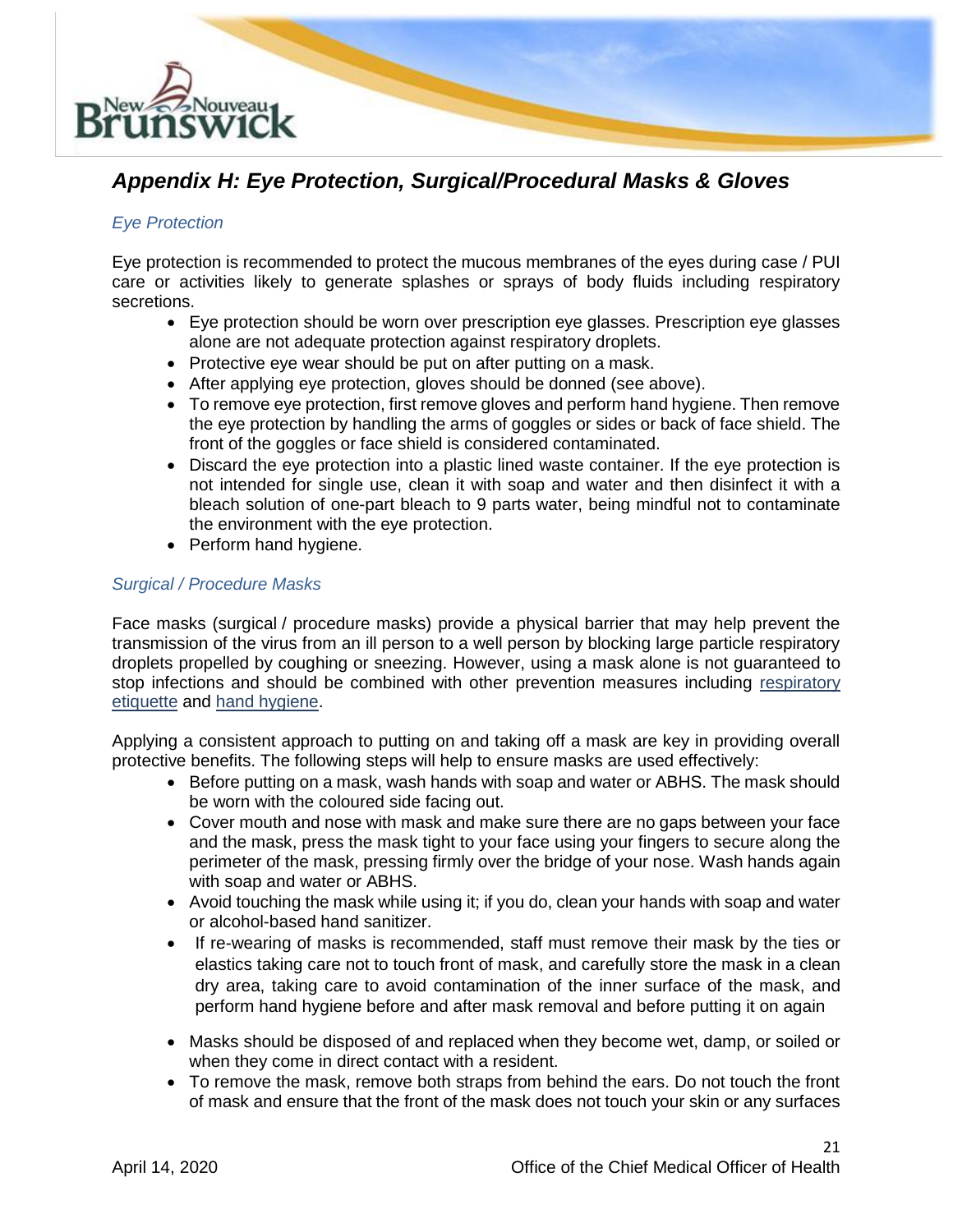## *Appendix H: Eye Protection, Surgical/Procedural Masks & Gloves*

### *Eye Protection*

Eye protection is recommended to protect the mucous membranes of the eyes during case / PUI care or activities likely to generate splashes or sprays of body fluids including respiratory secretions.

- Eye protection should be worn over prescription eye glasses. Prescription eye glasses alone are not adequate protection against respiratory droplets.
- Protective eye wear should be put on after putting on a mask.
- After applying eye protection, gloves should be donned (see above).
- To remove eye protection, first remove gloves and perform hand hygiene. Then remove the eye protection by handling the arms of goggles or sides or back of face shield. The front of the goggles or face shield is considered contaminated.
- Discard the eye protection into a plastic lined waste container. If the eye protection is not intended for single use, clean it with soap and water and then disinfect it with a bleach solution of one-part bleach to 9 parts water, being mindful not to contaminate the environment with the eye protection.
- Perform hand hygiene.

### *Surgical / Procedure Masks*

Face masks (surgical / procedure masks) provide a physical barrier that may help prevent the transmission of the virus from an ill person to a well person by blocking large particle respiratory droplets propelled by coughing or sneezing. However, using a mask alone is not guaranteed to stop infections and should be combined with other prevention measures including respiratory etiquette and hand hygiene.

Applying a consistent approach to putting on and taking off a mask are key in providing overall protective benefits. The following steps will help to ensure masks are used effectively:

- Before putting on a mask, wash hands with soap and water or ABHS. The mask should be worn with the coloured side facing out.
- Cover mouth and nose with mask and make sure there are no gaps between your face and the mask, press the mask tight to your face using your fingers to secure along the perimeter of the mask, pressing firmly over the bridge of your nose. Wash hands again with soap and water or ABHS.
- Avoid touching the mask while using it; if you do, clean your hands with soap and water or alcohol-based hand sanitizer.
- If re-wearing of masks is recommended, staff must remove their mask by the ties or elastics taking care not to touch front of mask, and carefully store the mask in a clean dry area, taking care to avoid contamination of the inner surface of the mask, and perform hand hygiene before and after mask removal and before putting it on again
- Masks should be disposed of and replaced when they become wet, damp, or soiled or when they come in direct contact with a resident.
- To remove the mask, remove both straps from behind the ears. Do not touch the front of mask and ensure that the front of the mask does not touch your skin or any surfaces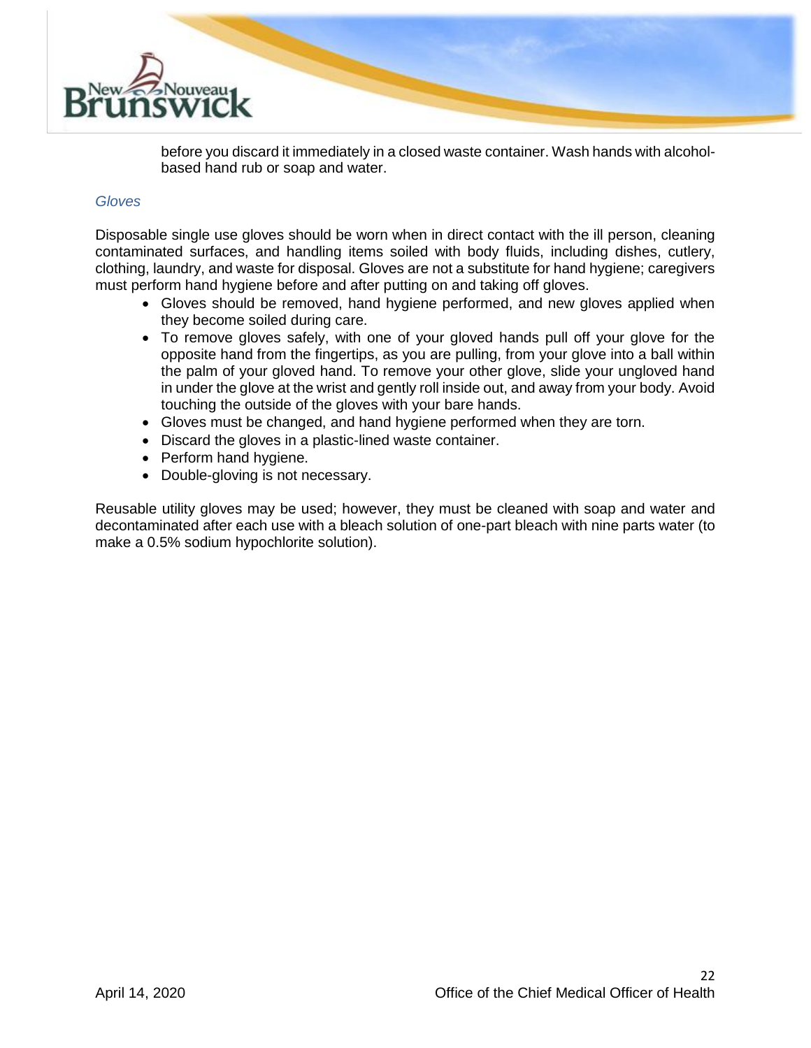before you discard it immediately in a closed waste container. Wash hands with alcohol-based hand rub or soap and water.

### *Gloves*

Disposable single use gloves should be worn when in direct contact with the ill person, cleaning contaminated surfaces, and handling items soiled with body fluids, including dishes, cutlery, clothing, laundry, and waste for disposal. Gloves are not a substitute for hand hygiene; caregivers must perform hand hygiene before and after putting on and taking off gloves.

- Gloves should be removed, hand hygiene performed, and new gloves applied when they become soiled during care.
- To remove gloves safely, with one of your gloved hands pull off your glove for the opposite hand from the fingertips, as you are pulling, from your glove into a ball within the palm of your gloved hand. To remove your other glove, slide your ungloved hand in under the glove at the wrist and gently roll inside out, and away from your body. Avoid touching the outside of the gloves with your bare hands.
- Gloves must be changed, and hand hygiene performed when they are torn.
- Discard the gloves in a plastic-lined waste container.
- Perform hand hygiene.
- Double-gloving is not necessary.

Reusable utility gloves may be used; however, they must be cleaned with soap and water and decontaminated after each use with a bleach solution of one-part bleach with nine parts water (to make a 0.5% sodium hypochlorite solution).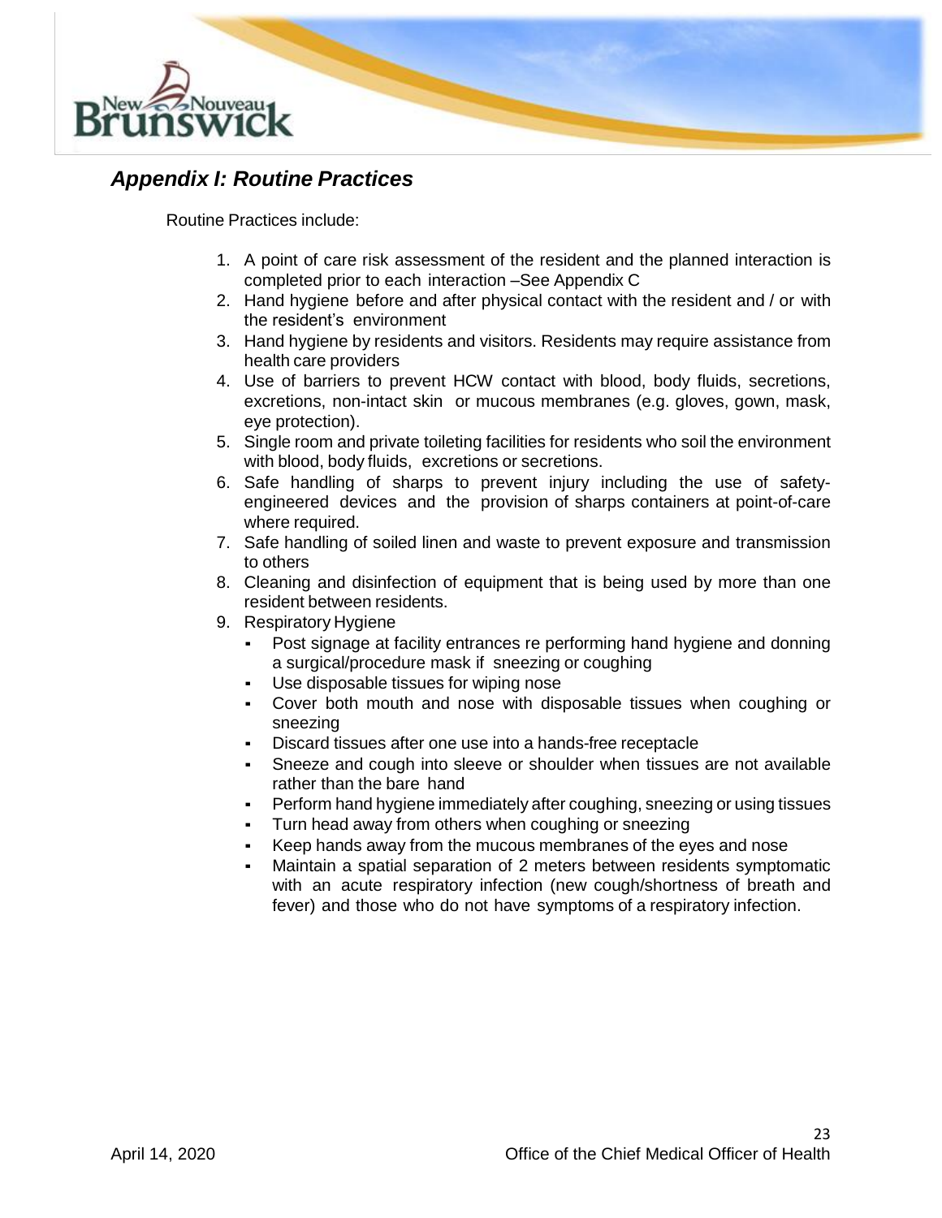## *Appendix I: Routine Practices*

Routine Practices include:

1. A point of care risk assessment of the resident and the planned interaction is completed prior to each interaction –See Appendix C
2. Hand hygiene before and after physical contact with the resident and / or with the resident's environment
3. Hand hygiene by residents and visitors. Residents may require assistance from health care providers
4. Use of barriers to prevent HCW contact with blood, body fluids, secretions, excretions, non-intact skin or mucous membranes (e.g. gloves, gown, mask, eye protection).
5. Single room and private toileting facilities for residents who soil the environment with blood, body fluids, excretions or secretions.
6. Safe handling of sharps to prevent injury including the use of safety-engineered devices and the provision of sharps containers at point-of-care where required.
7. Safe handling of soiled linen and waste to prevent exposure and transmission to others
8. Cleaning and disinfection of equipment that is being used by more than one resident between residents.
9. Respiratory Hygiene
   - Post signage at facility entrances re performing hand hygiene and donning a surgical/procedure mask if sneezing or coughing
   - Use disposable tissues for wiping nose
   - Cover both mouth and nose with disposable tissues when coughing or sneezing
   - Discard tissues after one use into a hands-free receptacle
   - Sneeze and cough into sleeve or shoulder when tissues are not available rather than the bare hand
   - Perform hand hygiene immediately after coughing, sneezing or using tissues
   - Turn head away from others when coughing or sneezing
   - Keep hands away from the mucous membranes of the eyes and nose
   - Maintain a spatial separation of 2 meters between residents symptomatic with an acute respiratory infection (new cough/shortness of breath and fever) and those who do not have symptoms of a respiratory infection.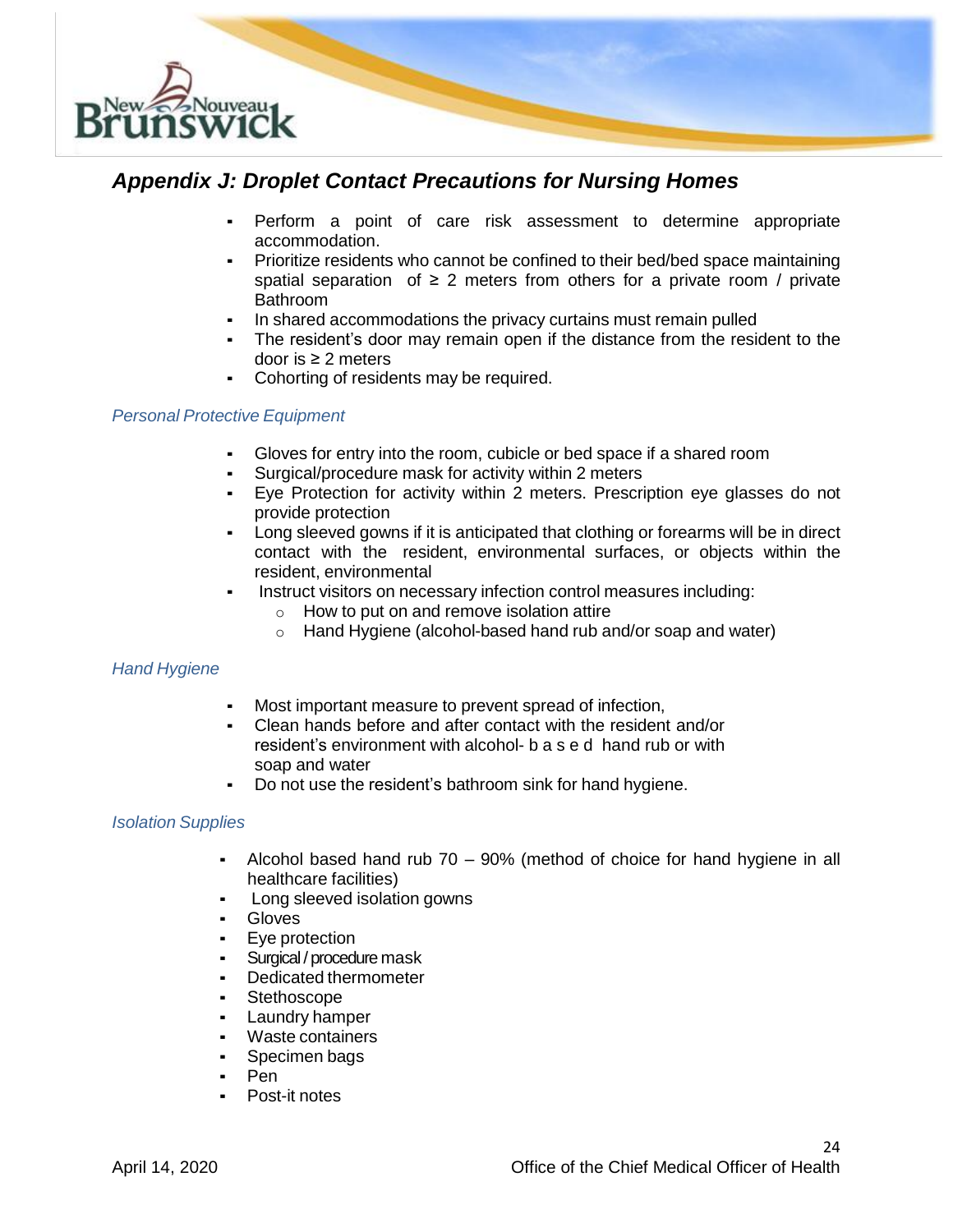## *Appendix J: Droplet Contact Precautions for Nursing Homes*

- Perform a point of care risk assessment to determine appropriate accommodation.
- Prioritize residents who cannot be confined to their bed/bed space maintaining spatial separation of ≥ 2 meters from others for a private room / private Bathroom
- In shared accommodations the privacy curtains must remain pulled
- The resident's door may remain open if the distance from the resident to the door is ≥ 2 meters
- Cohorting of residents may be required.

### *Personal Protective Equipment*

- Gloves for entry into the room, cubicle or bed space if a shared room
- Surgical/procedure mask for activity within 2 meters
- Eye Protection for activity within 2 meters. Prescription eye glasses do not provide protection
- Long sleeved gowns if it is anticipated that clothing or forearms will be in direct contact with the resident, environmental surfaces, or objects within the resident, environmental
- Instruct visitors on necessary infection control measures including:
  - How to put on and remove isolation attire
  - Hand Hygiene (alcohol-based hand rub and/or soap and water)

### *Hand Hygiene*

- Most important measure to prevent spread of infection,
- Clean hands before and after contact with the resident and/or resident's environment with alcohol- b a s e d hand rub or with soap and water
- Do not use the resident's bathroom sink for hand hygiene.

### *Isolation Supplies*

- Alcohol based hand rub 70 – 90% (method of choice for hand hygiene in all healthcare facilities)
- Long sleeved isolation gowns
- Gloves
- Eye protection
- Surgical / procedure mask
- Dedicated thermometer
- Stethoscope
- Laundry hamper
- Waste containers
- Specimen bags
- Pen
- Post-it notes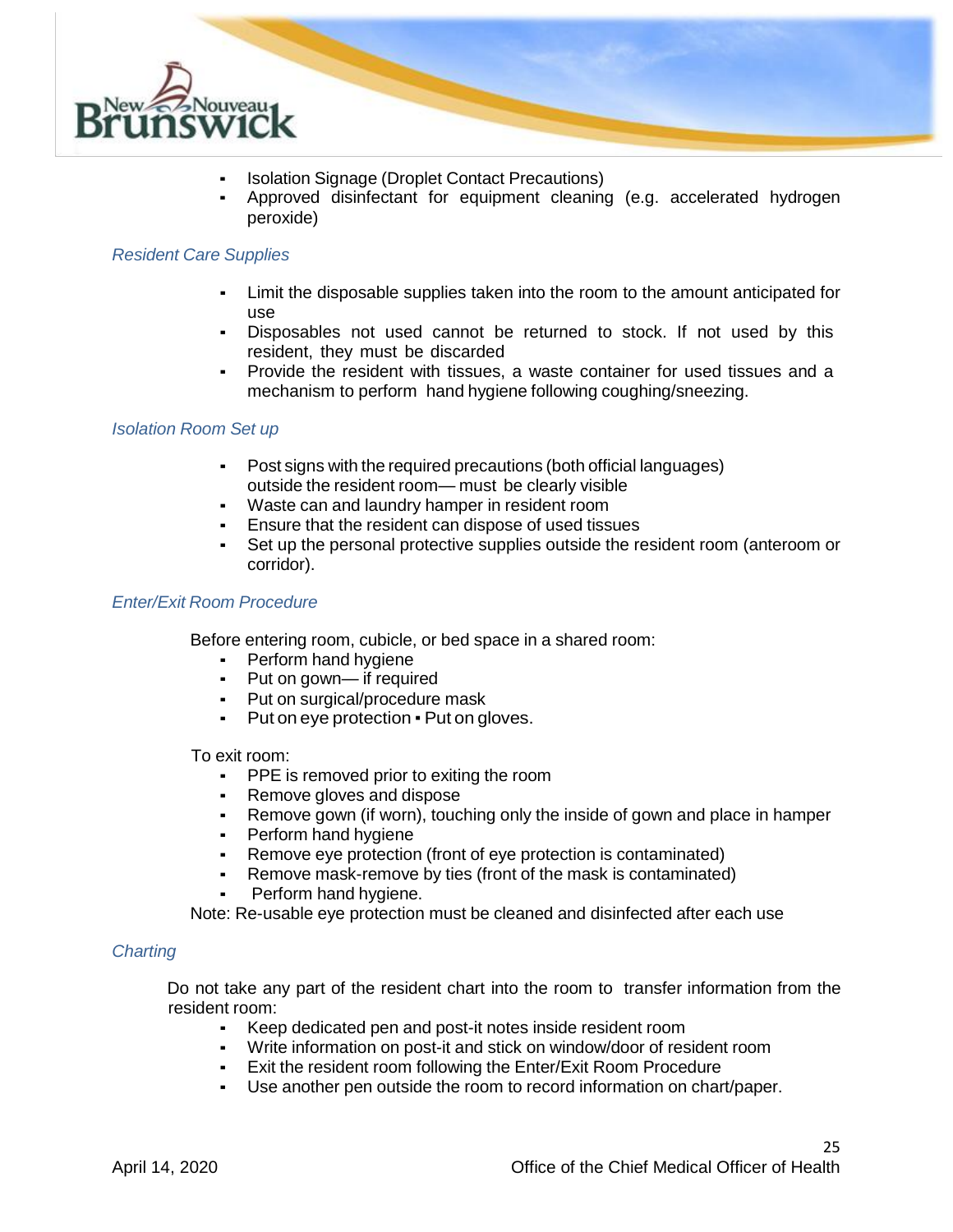- Isolation Signage (Droplet Contact Precautions)
- Approved disinfectant for equipment cleaning (e.g. accelerated hydrogen peroxide)

*Resident Care Supplies*

- Limit the disposable supplies taken into the room to the amount anticipated for use
- Disposables not used cannot be returned to stock. If not used by this resident, they must be discarded
- Provide the resident with tissues, a waste container for used tissues and a mechanism to perform hand hygiene following coughing/sneezing.

*Isolation Room Set up*

- Post signs with the required precautions (both official languages) outside the resident room— must be clearly visible
- Waste can and laundry hamper in resident room
- Ensure that the resident can dispose of used tissues
- Set up the personal protective supplies outside the resident room (anteroom or corridor).

*Enter/Exit Room Procedure*

Before entering room, cubicle, or bed space in a shared room:

- Perform hand hygiene
- Put on gown— if required
- Put on surgical/procedure mask
- Put on eye protection ▪ Put on gloves.

To exit room:

- PPE is removed prior to exiting the room
- Remove gloves and dispose
- Remove gown (if worn), touching only the inside of gown and place in hamper
- Perform hand hygiene
- Remove eye protection (front of eye protection is contaminated)
- Remove mask-remove by ties (front of the mask is contaminated)
- Perform hand hygiene.

Note: Re-usable eye protection must be cleaned and disinfected after each use

*Charting*

Do not take any part of the resident chart into the room to transfer information from the resident room:

- Keep dedicated pen and post-it notes inside resident room
- Write information on post-it and stick on window/door of resident room
- Exit the resident room following the Enter/Exit Room Procedure
- Use another pen outside the room to record information on chart/paper.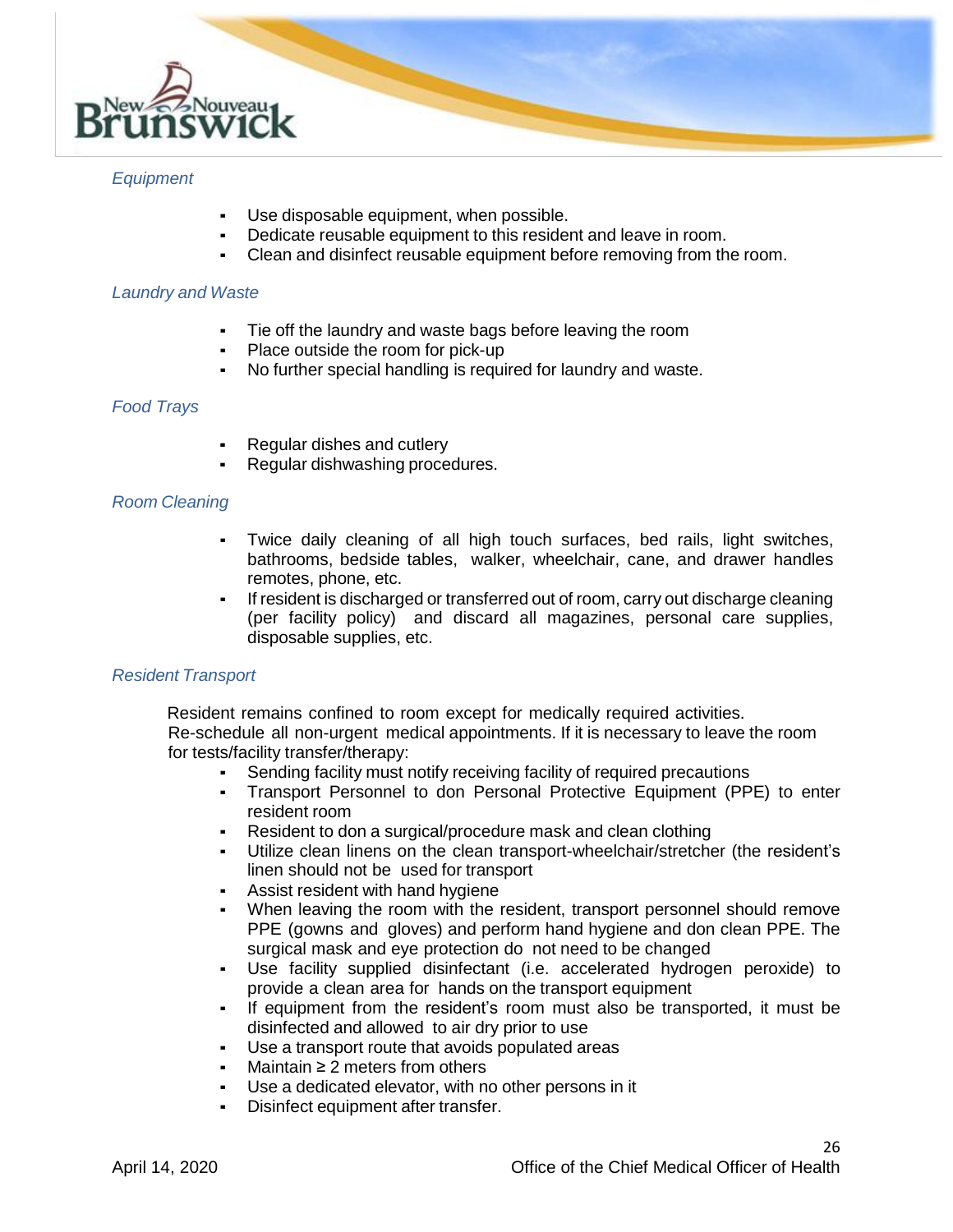*Equipment*

- Use disposable equipment, when possible.
- Dedicate reusable equipment to this resident and leave in room.
- Clean and disinfect reusable equipment before removing from the room.

*Laundry and Waste*

- Tie off the laundry and waste bags before leaving the room
- Place outside the room for pick-up
- No further special handling is required for laundry and waste.

*Food Trays*

- Regular dishes and cutlery
- Regular dishwashing procedures.

*Room Cleaning*

- Twice daily cleaning of all high touch surfaces, bed rails, light switches, bathrooms, bedside tables, walker, wheelchair, cane, and drawer handles remotes, phone, etc.
- If resident is discharged or transferred out of room, carry out discharge cleaning (per facility policy) and discard all magazines, personal care supplies, disposable supplies, etc.

*Resident Transport*

Resident remains confined to room except for medically required activities. Re-schedule all non-urgent medical appointments. If it is necessary to leave the room for tests/facility transfer/therapy:

- Sending facility must notify receiving facility of required precautions
- Transport Personnel to don Personal Protective Equipment (PPE) to enter resident room
- Resident to don a surgical/procedure mask and clean clothing
- Utilize clean linens on the clean transport-wheelchair/stretcher (the resident's linen should not be used for transport
- Assist resident with hand hygiene
- When leaving the room with the resident, transport personnel should remove PPE (gowns and gloves) and perform hand hygiene and don clean PPE. The surgical mask and eye protection do not need to be changed
- Use facility supplied disinfectant (i.e. accelerated hydrogen peroxide) to provide a clean area for hands on the transport equipment
- If equipment from the resident's room must also be transported, it must be disinfected and allowed to air dry prior to use
- Use a transport route that avoids populated areas
- Maintain ≥ 2 meters from others
- Use a dedicated elevator, with no other persons in it
- Disinfect equipment after transfer.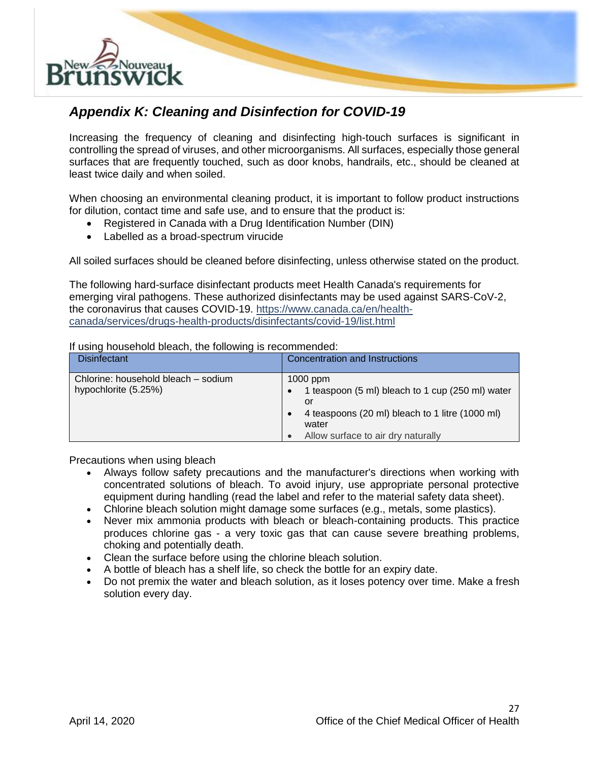## *Appendix K: Cleaning and Disinfection for COVID-19*

Increasing the frequency of cleaning and disinfecting high-touch surfaces is significant in controlling the spread of viruses, and other microorganisms. All surfaces, especially those general surfaces that are frequently touched, such as door knobs, handrails, etc., should be cleaned at least twice daily and when soiled.

When choosing an environmental cleaning product, it is important to follow product instructions for dilution, contact time and safe use, and to ensure that the product is:

- Registered in Canada with a Drug Identification Number (DIN)
- Labelled as a broad-spectrum virucide

All soiled surfaces should be cleaned before disinfecting, unless otherwise stated on the product.

The following hard-surface disinfectant products meet Health Canada's requirements for emerging viral pathogens. These authorized disinfectants may be used against SARS-CoV-2, the coronavirus that causes COVID-19. [https://www.canada.ca/en/health-canada/services/drugs-health-products/disinfectants/covid-19/list.html](https://www.canada.ca/en/health-canada/services/drugs-health-products/disinfectants/covid-19/list.html)

If using household bleach, the following is recommended:

| Disinfectant | Concentration and Instructions |
|---|---|
| Chlorine: household bleach – sodium hypochlorite (5.25%) | 1000 ppm<br>• 1 teaspoon (5 ml) bleach to 1 cup (250 ml) water or<br>• 4 teaspoons (20 ml) bleach to 1 litre (1000 ml) water<br>• Allow surface to air dry naturally |

Precautions when using bleach

- Always follow safety precautions and the manufacturer's directions when working with concentrated solutions of bleach. To avoid injury, use appropriate personal protective equipment during handling (read the label and refer to the material safety data sheet).
- Chlorine bleach solution might damage some surfaces (e.g., metals, some plastics).
- Never mix ammonia products with bleach or bleach-containing products. This practice produces chlorine gas - a very toxic gas that can cause severe breathing problems, choking and potentially death.
- Clean the surface before using the chlorine bleach solution.
- A bottle of bleach has a shelf life, so check the bottle for an expiry date.
- Do not premix the water and bleach solution, as it loses potency over time. Make a fresh solution every day.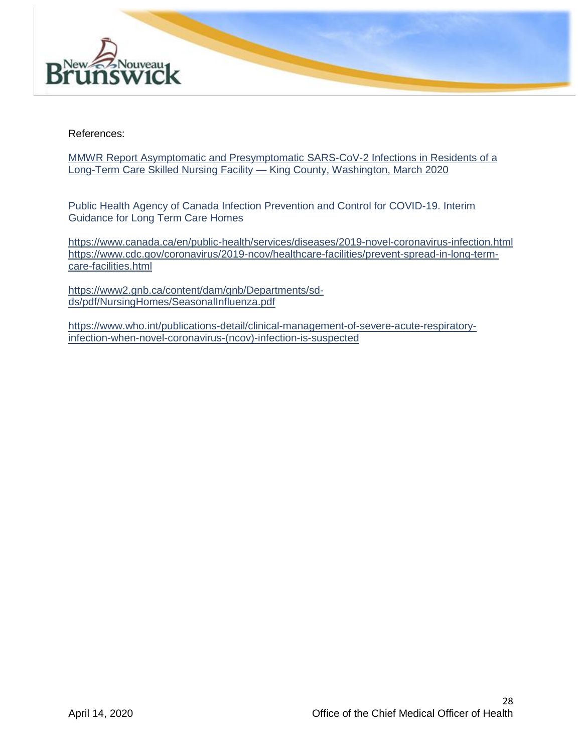References:

MMWR Report Asymptomatic and Presymptomatic SARS-CoV-2 Infections in Residents of a Long-Term Care Skilled Nursing Facility — King County, Washington, March 2020

Public Health Agency of Canada Infection Prevention and Control for COVID-19. Interim Guidance for Long Term Care Homes

https://www.canada.ca/en/public-health/services/diseases/2019-novel-coronavirus-infection.html
https://www.cdc.gov/coronavirus/2019-ncov/healthcare-facilities/prevent-spread-in-long-term-care-facilities.html

https://www2.gnb.ca/content/dam/gnb/Departments/sd-ds/pdf/NursingHomes/SeasonalInfluenza.pdf

https://www.who.int/publications-detail/clinical-management-of-severe-acute-respiratory-infection-when-novel-coronavirus-(ncov)-infection-is-suspected